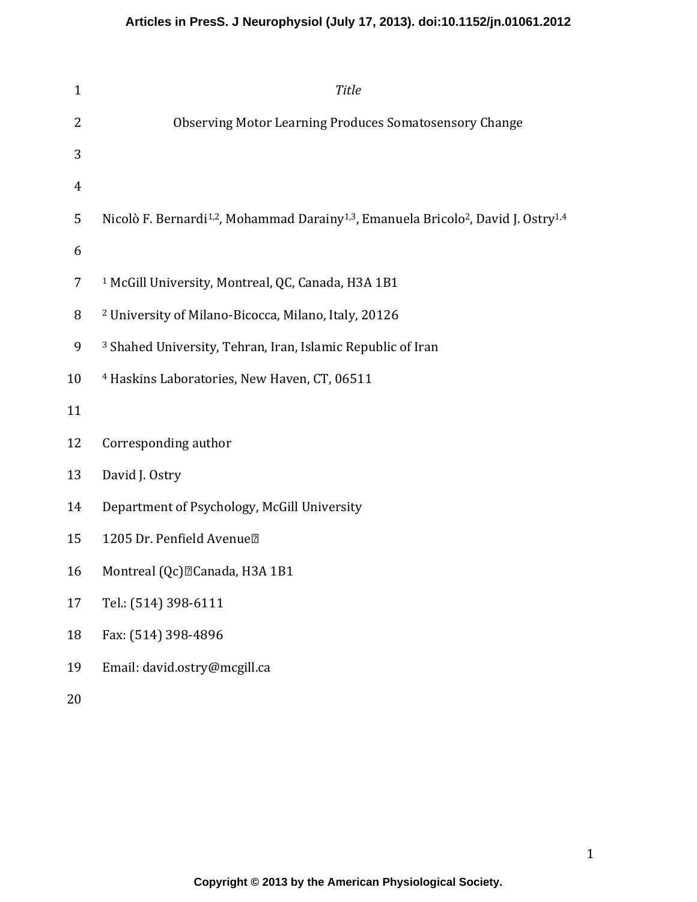*Title*

# Observing Motor Learning Produces Somatosensory Change

Nicolò F. Bernardi[1,2], Mohammad Darainy[1,3], Emanuela Bricolo[2], David J. Ostry[1,4]

[1] McGill University, Montreal, QC, Canada, H3A 1B1

[2] University of Milano-Bicocca, Milano, Italy, 20126

[3] Shahed University, Tehran, Iran, Islamic Republic of Iran

[4] Haskins Laboratories, New Haven, CT, 06511

Corresponding author

David J. Ostry

Department of Psychology, McGill University

1205 Dr. Penfield Avenue

Montreal (Qc) Canada, H3A 1B1

Tel.: (514) 398-6111

Fax: (514) 398-4896

Email: david.ostry@mcgill.ca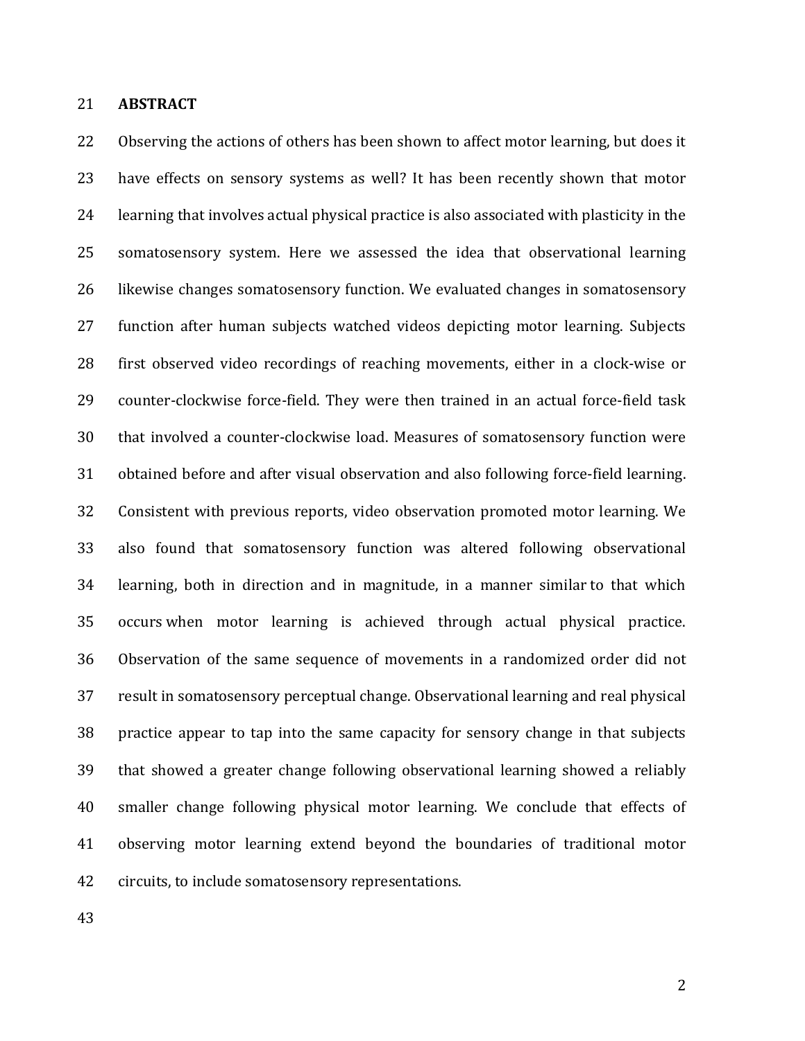## ABSTRACT

Observing the actions of others has been shown to affect motor learning, but does it have effects on sensory systems as well? It has been recently shown that motor learning that involves actual physical practice is also associated with plasticity in the somatosensory system. Here we assessed the idea that observational learning likewise changes somatosensory function. We evaluated changes in somatosensory function after human subjects watched videos depicting motor learning. Subjects first observed video recordings of reaching movements, either in a clock-wise or counter-clockwise force-field. They were then trained in an actual force-field task that involved a counter-clockwise load. Measures of somatosensory function were obtained before and after visual observation and also following force-field learning. Consistent with previous reports, video observation promoted motor learning. We also found that somatosensory function was altered following observational learning, both in direction and in magnitude, in a manner similar to that which occurs when motor learning is achieved through actual physical practice. Observation of the same sequence of movements in a randomized order did not result in somatosensory perceptual change. Observational learning and real physical practice appear to tap into the same capacity for sensory change in that subjects that showed a greater change following observational learning showed a reliably smaller change following physical motor learning. We conclude that effects of observing motor learning extend beyond the boundaries of traditional motor circuits, to include somatosensory representations.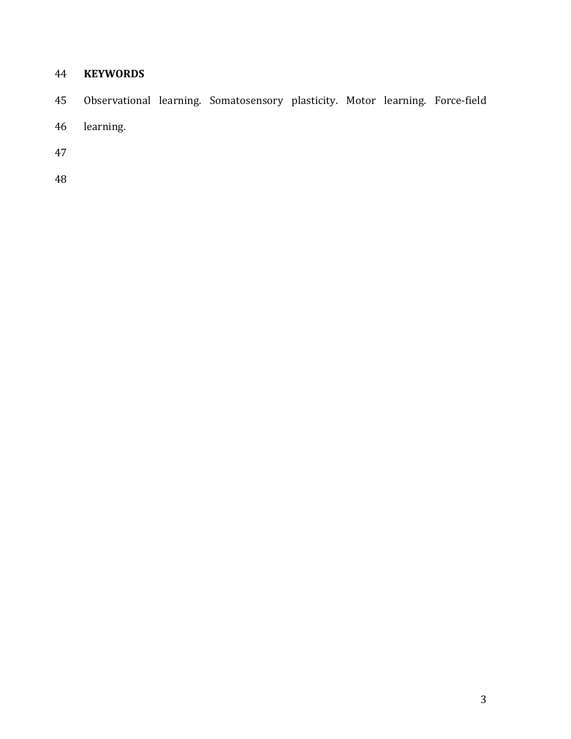**KEYWORDS**

Observational learning. Somatosensory plasticity. Motor learning. Force-field learning.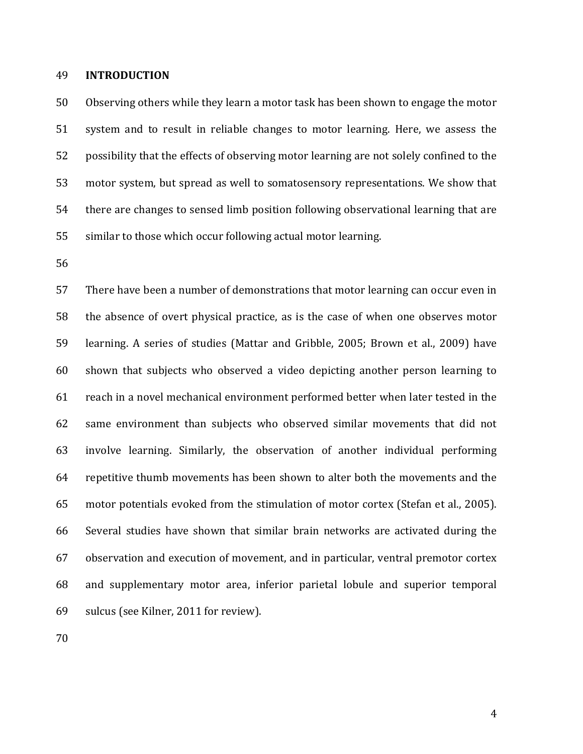## INTRODUCTION

Observing others while they learn a motor task has been shown to engage the motor system and to result in reliable changes to motor learning. Here, we assess the possibility that the effects of observing motor learning are not solely confined to the motor system, but spread as well to somatosensory representations. We show that there are changes to sensed limb position following observational learning that are similar to those which occur following actual motor learning.

There have been a number of demonstrations that motor learning can occur even in the absence of overt physical practice, as is the case of when one observes motor learning. A series of studies (Mattar and Gribble, 2005; Brown et al., 2009) have shown that subjects who observed a video depicting another person learning to reach in a novel mechanical environment performed better when later tested in the same environment than subjects who observed similar movements that did not involve learning. Similarly, the observation of another individual performing repetitive thumb movements has been shown to alter both the movements and the motor potentials evoked from the stimulation of motor cortex (Stefan et al., 2005). Several studies have shown that similar brain networks are activated during the observation and execution of movement, and in particular, ventral premotor cortex and supplementary motor area, inferior parietal lobule and superior temporal sulcus (see Kilner, 2011 for review).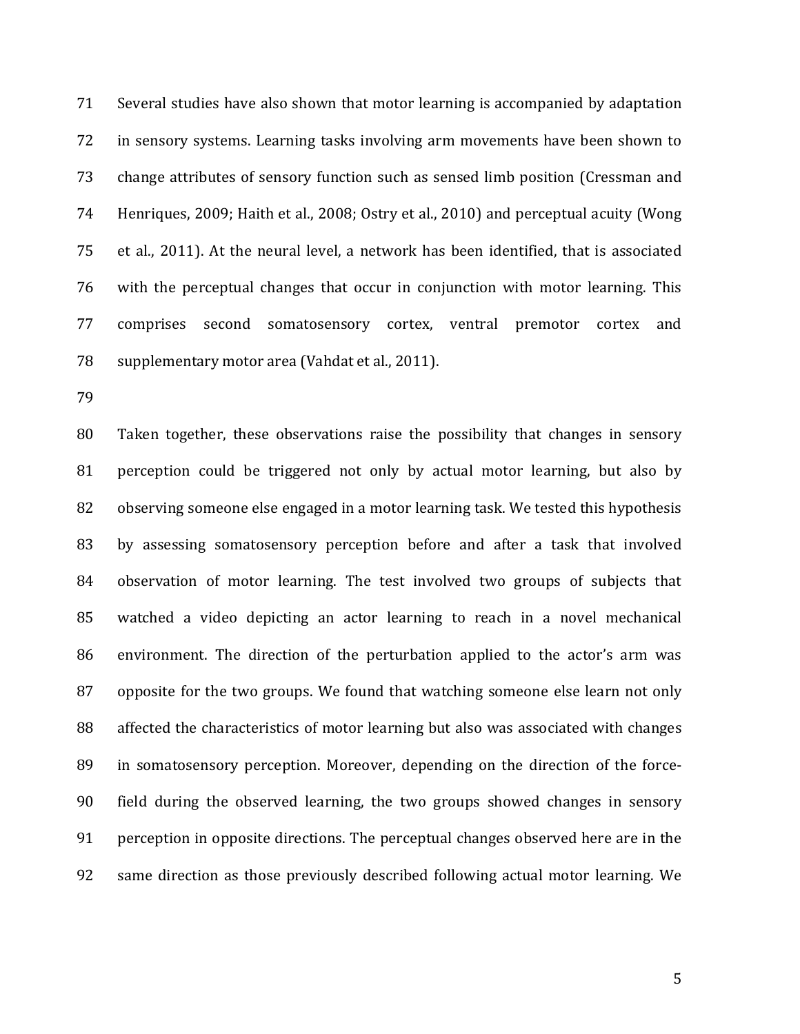Several studies have also shown that motor learning is accompanied by adaptation in sensory systems. Learning tasks involving arm movements have been shown to change attributes of sensory function such as sensed limb position (Cressman and Henriques, 2009; Haith et al., 2008; Ostry et al., 2010) and perceptual acuity (Wong et al., 2011). At the neural level, a network has been identified, that is associated with the perceptual changes that occur in conjunction with motor learning. This comprises second somatosensory cortex, ventral premotor cortex and supplementary motor area (Vahdat et al., 2011).

Taken together, these observations raise the possibility that changes in sensory perception could be triggered not only by actual motor learning, but also by observing someone else engaged in a motor learning task. We tested this hypothesis by assessing somatosensory perception before and after a task that involved observation of motor learning. The test involved two groups of subjects that watched a video depicting an actor learning to reach in a novel mechanical environment. The direction of the perturbation applied to the actor's arm was opposite for the two groups. We found that watching someone else learn not only affected the characteristics of motor learning but also was associated with changes in somatosensory perception. Moreover, depending on the direction of the force-field during the observed learning, the two groups showed changes in sensory perception in opposite directions. The perceptual changes observed here are in the same direction as those previously described following actual motor learning. We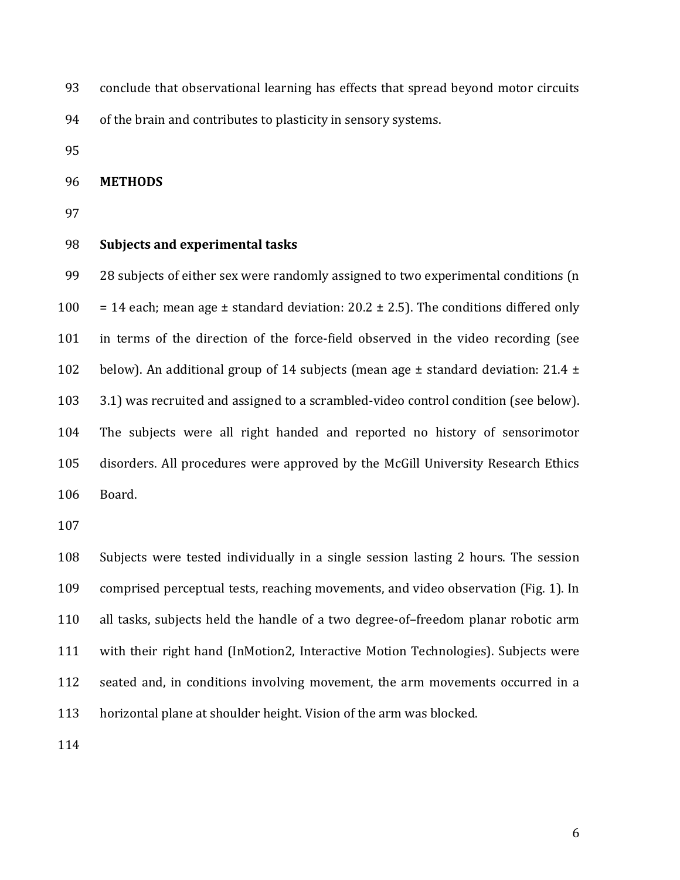conclude that observational learning has effects that spread beyond motor circuits of the brain and contributes to plasticity in sensory systems.

## METHODS

### Subjects and experimental tasks

28 subjects of either sex were randomly assigned to two experimental conditions (n = 14 each; mean age ± standard deviation: 20.2 ± 2.5). The conditions differed only in terms of the direction of the force-field observed in the video recording (see below). An additional group of 14 subjects (mean age ± standard deviation: 21.4 ± 3.1) was recruited and assigned to a scrambled-video control condition (see below). The subjects were all right handed and reported no history of sensorimotor disorders. All procedures were approved by the McGill University Research Ethics Board.

Subjects were tested individually in a single session lasting 2 hours. The session comprised perceptual tests, reaching movements, and video observation (Fig. 1). In all tasks, subjects held the handle of a two degree-of–freedom planar robotic arm with their right hand (InMotion2, Interactive Motion Technologies). Subjects were seated and, in conditions involving movement, the arm movements occurred in a horizontal plane at shoulder height. Vision of the arm was blocked.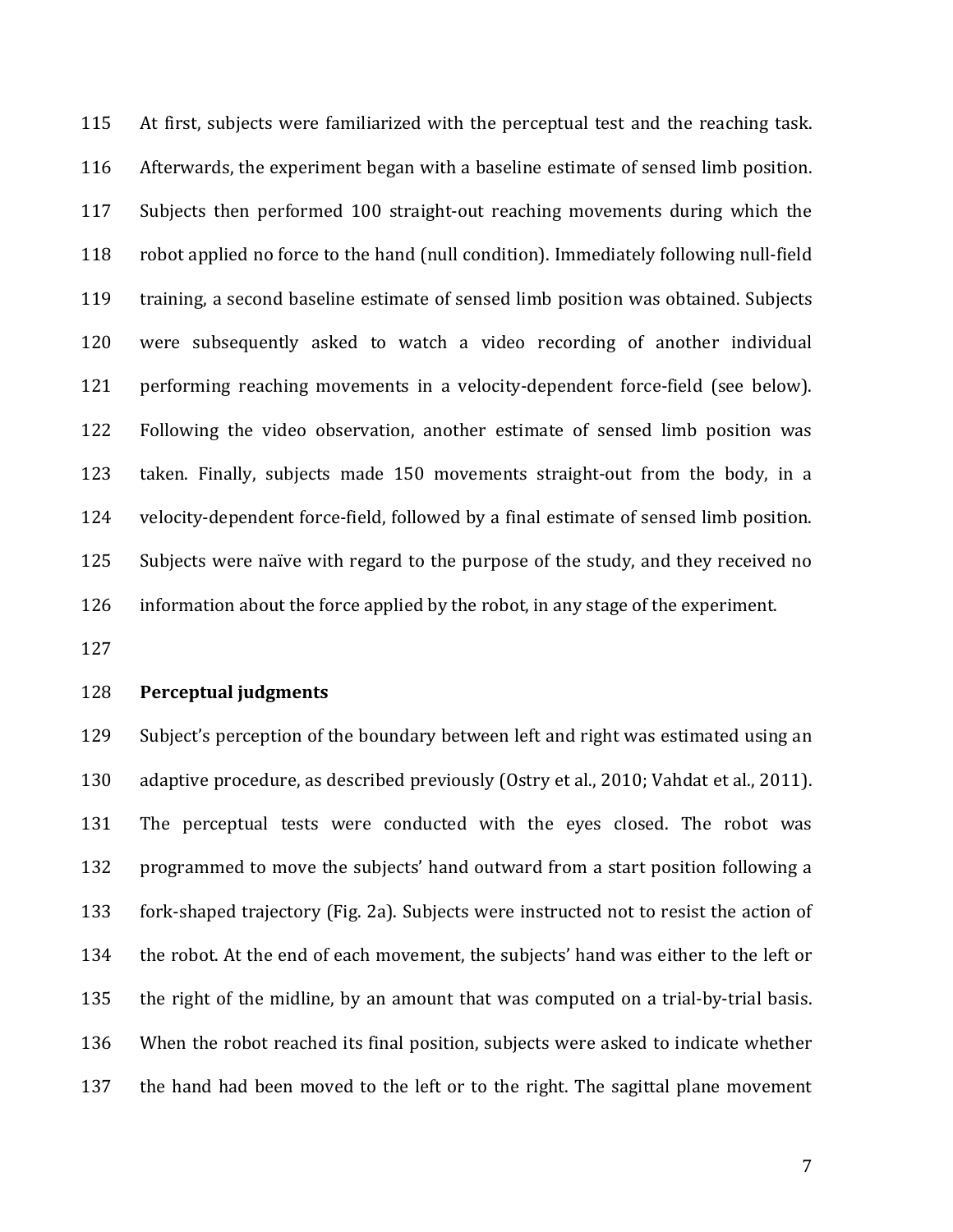At first, subjects were familiarized with the perceptual test and the reaching task. Afterwards, the experiment began with a baseline estimate of sensed limb position. Subjects then performed 100 straight-out reaching movements during which the robot applied no force to the hand (null condition). Immediately following null-field training, a second baseline estimate of sensed limb position was obtained. Subjects were subsequently asked to watch a video recording of another individual performing reaching movements in a velocity-dependent force-field (see below). Following the video observation, another estimate of sensed limb position was taken. Finally, subjects made 150 movements straight-out from the body, in a velocity-dependent force-field, followed by a final estimate of sensed limb position. Subjects were naïve with regard to the purpose of the study, and they received no information about the force applied by the robot, in any stage of the experiment.

## Perceptual judgments

Subject's perception of the boundary between left and right was estimated using an adaptive procedure, as described previously (Ostry et al., 2010; Vahdat et al., 2011). The perceptual tests were conducted with the eyes closed. The robot was programmed to move the subjects' hand outward from a start position following a fork-shaped trajectory (Fig. 2a). Subjects were instructed not to resist the action of the robot. At the end of each movement, the subjects' hand was either to the left or the right of the midline, by an amount that was computed on a trial-by-trial basis. When the robot reached its final position, subjects were asked to indicate whether the hand had been moved to the left or to the right. The sagittal plane movement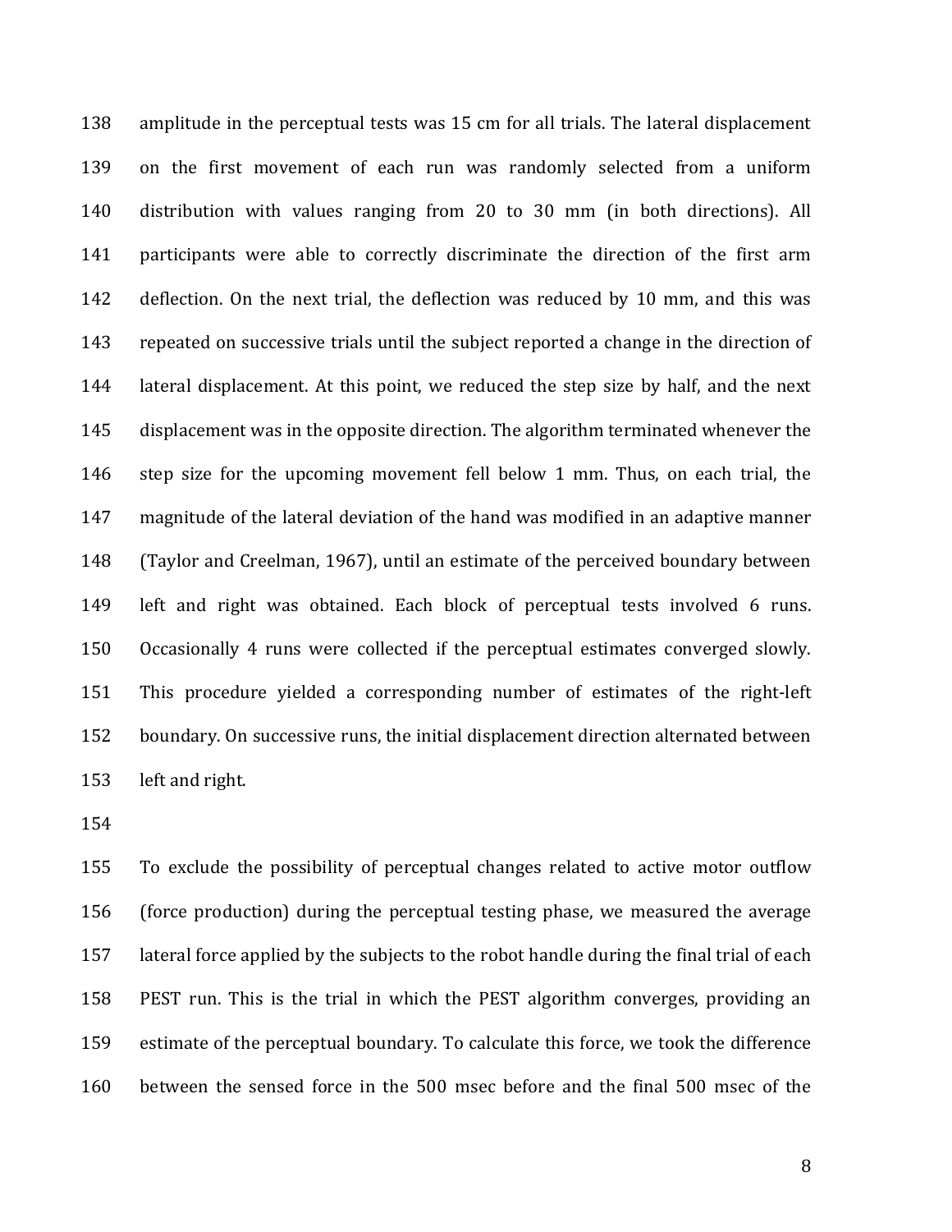amplitude in the perceptual tests was 15 cm for all trials. The lateral displacement on the first movement of each run was randomly selected from a uniform distribution with values ranging from 20 to 30 mm (in both directions). All participants were able to correctly discriminate the direction of the first arm deflection. On the next trial, the deflection was reduced by 10 mm, and this was repeated on successive trials until the subject reported a change in the direction of lateral displacement. At this point, we reduced the step size by half, and the next displacement was in the opposite direction. The algorithm terminated whenever the step size for the upcoming movement fell below 1 mm. Thus, on each trial, the magnitude of the lateral deviation of the hand was modified in an adaptive manner (Taylor and Creelman, 1967), until an estimate of the perceived boundary between left and right was obtained. Each block of perceptual tests involved 6 runs. Occasionally 4 runs were collected if the perceptual estimates converged slowly. This procedure yielded a corresponding number of estimates of the right-left boundary. On successive runs, the initial displacement direction alternated between left and right.

To exclude the possibility of perceptual changes related to active motor outflow (force production) during the perceptual testing phase, we measured the average lateral force applied by the subjects to the robot handle during the final trial of each PEST run. This is the trial in which the PEST algorithm converges, providing an estimate of the perceptual boundary. To calculate this force, we took the difference between the sensed force in the 500 msec before and the final 500 msec of the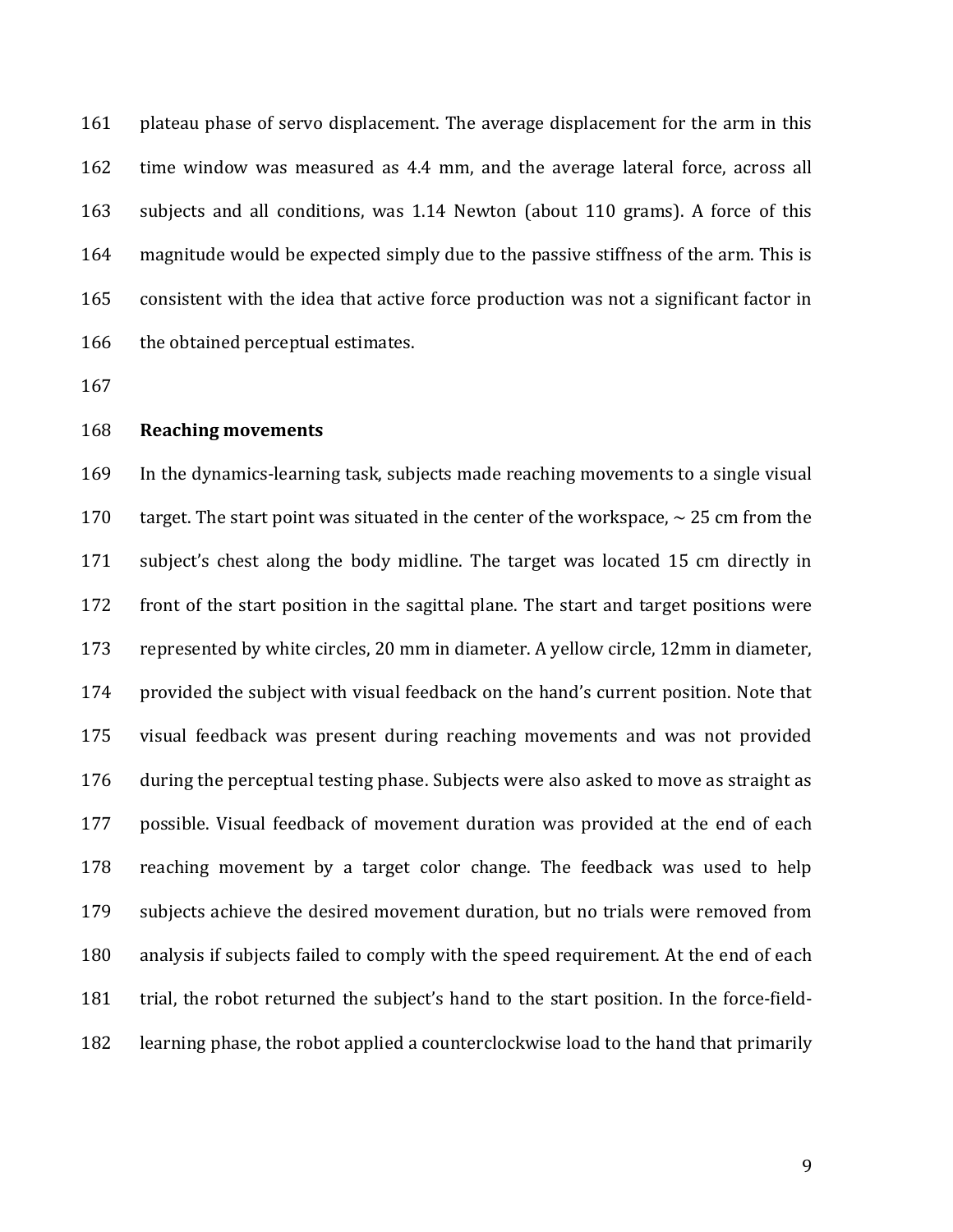plateau phase of servo displacement. The average displacement for the arm in this time window was measured as 4.4 mm, and the average lateral force, across all subjects and all conditions, was 1.14 Newton (about 110 grams). A force of this magnitude would be expected simply due to the passive stiffness of the arm. This is consistent with the idea that active force production was not a significant factor in the obtained perceptual estimates.

**Reaching movements**

In the dynamics-learning task, subjects made reaching movements to a single visual target. The start point was situated in the center of the workspace, ~ 25 cm from the subject's chest along the body midline. The target was located 15 cm directly in front of the start position in the sagittal plane. The start and target positions were represented by white circles, 20 mm in diameter. A yellow circle, 12mm in diameter, provided the subject with visual feedback on the hand's current position. Note that visual feedback was present during reaching movements and was not provided during the perceptual testing phase. Subjects were also asked to move as straight as possible. Visual feedback of movement duration was provided at the end of each reaching movement by a target color change. The feedback was used to help subjects achieve the desired movement duration, but no trials were removed from analysis if subjects failed to comply with the speed requirement. At the end of each trial, the robot returned the subject's hand to the start position. In the force-field-learning phase, the robot applied a counterclockwise load to the hand that primarily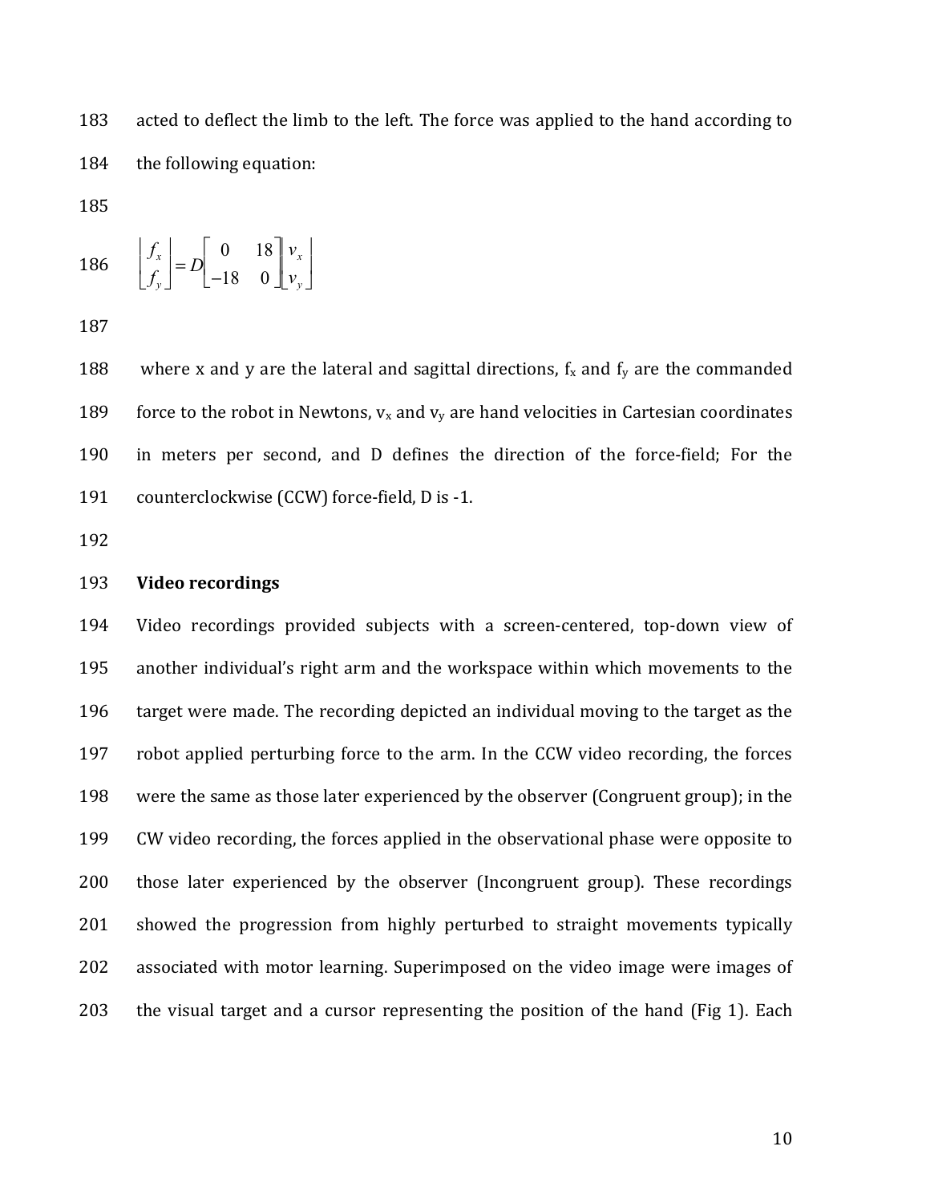acted to deflect the limb to the left. The force was applied to the hand according to the following equation:

$$\begin{bmatrix} f_x \\ f_y \end{bmatrix} = D\begin{bmatrix} 0 & 18 \\ -18 & 0 \end{bmatrix}\begin{bmatrix} v_x \\ v_y \end{bmatrix}$$

where x and y are the lateral and sagittal directions, $f_x$ and $f_y$ are the commanded force to the robot in Newtons, $v_x$ and $v_y$ are hand velocities in Cartesian coordinates in meters per second, and D defines the direction of the force-field; For the counterclockwise (CCW) force-field, D is -1.

### Video recordings

Video recordings provided subjects with a screen-centered, top-down view of another individual's right arm and the workspace within which movements to the target were made. The recording depicted an individual moving to the target as the robot applied perturbing force to the arm. In the CCW video recording, the forces were the same as those later experienced by the observer (Congruent group); in the CW video recording, the forces applied in the observational phase were opposite to those later experienced by the observer (Incongruent group). These recordings showed the progression from highly perturbed to straight movements typically associated with motor learning. Superimposed on the video image were images of the visual target and a cursor representing the position of the hand (Fig 1). Each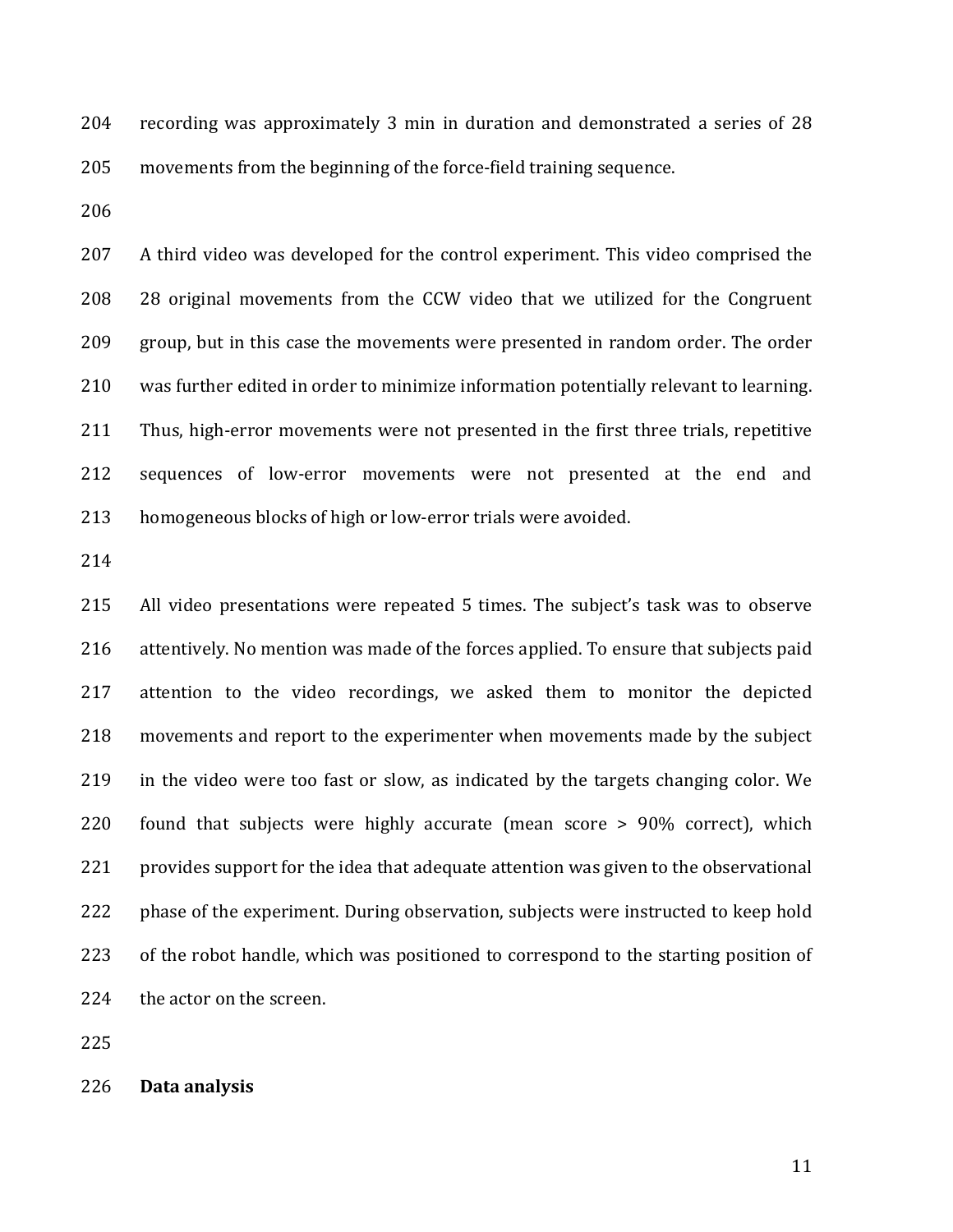recording was approximately 3 min in duration and demonstrated a series of 28 movements from the beginning of the force-field training sequence.

A third video was developed for the control experiment. This video comprised the 28 original movements from the CCW video that we utilized for the Congruent group, but in this case the movements were presented in random order. The order was further edited in order to minimize information potentially relevant to learning. Thus, high-error movements were not presented in the first three trials, repetitive sequences of low-error movements were not presented at the end and homogeneous blocks of high or low-error trials were avoided.

All video presentations were repeated 5 times. The subject's task was to observe attentively. No mention was made of the forces applied. To ensure that subjects paid attention to the video recordings, we asked them to monitor the depicted movements and report to the experimenter when movements made by the subject in the video were too fast or slow, as indicated by the targets changing color. We found that subjects were highly accurate (mean score > 90% correct), which provides support for the idea that adequate attention was given to the observational phase of the experiment. During observation, subjects were instructed to keep hold of the robot handle, which was positioned to correspond to the starting position of the actor on the screen.

**Data analysis**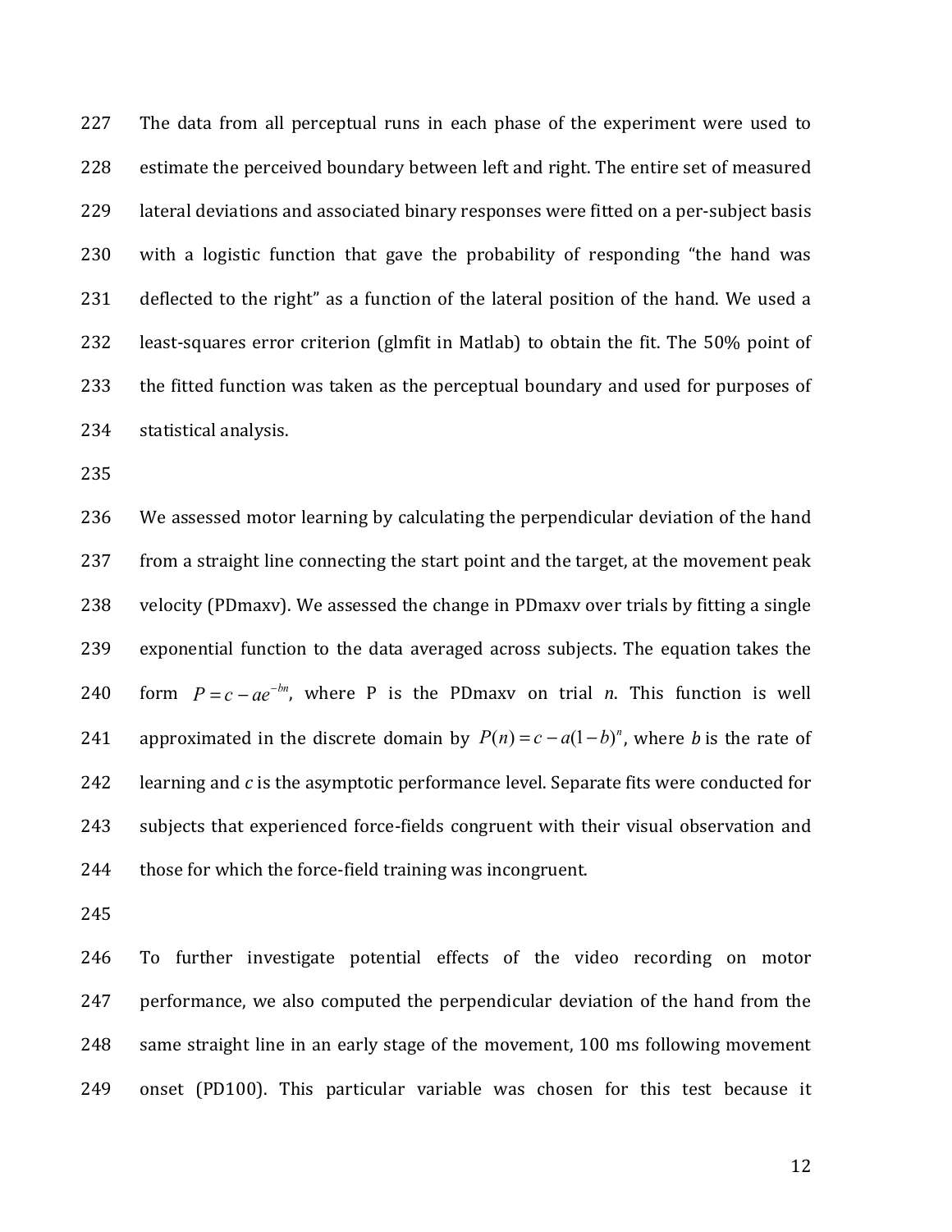The data from all perceptual runs in each phase of the experiment were used to estimate the perceived boundary between left and right. The entire set of measured lateral deviations and associated binary responses were fitted on a per-subject basis with a logistic function that gave the probability of responding "the hand was deflected to the right" as a function of the lateral position of the hand. We used a least-squares error criterion (glmfit in Matlab) to obtain the fit. The 50% point of the fitted function was taken as the perceptual boundary and used for purposes of statistical analysis.

We assessed motor learning by calculating the perpendicular deviation of the hand from a straight line connecting the start point and the target, at the movement peak velocity (PDmaxv). We assessed the change in PDmaxv over trials by fitting a single exponential function to the data averaged across subjects. The equation takes the form $P = c - ae^{-bn}$, where P is the PDmaxv on trial *n*. This function is well approximated in the discrete domain by $P(n) = c - a(1-b)^n$, where *b* is the rate of learning and *c* is the asymptotic performance level. Separate fits were conducted for subjects that experienced force-fields congruent with their visual observation and those for which the force-field training was incongruent.

To further investigate potential effects of the video recording on motor performance, we also computed the perpendicular deviation of the hand from the same straight line in an early stage of the movement, 100 ms following movement onset (PD100). This particular variable was chosen for this test because it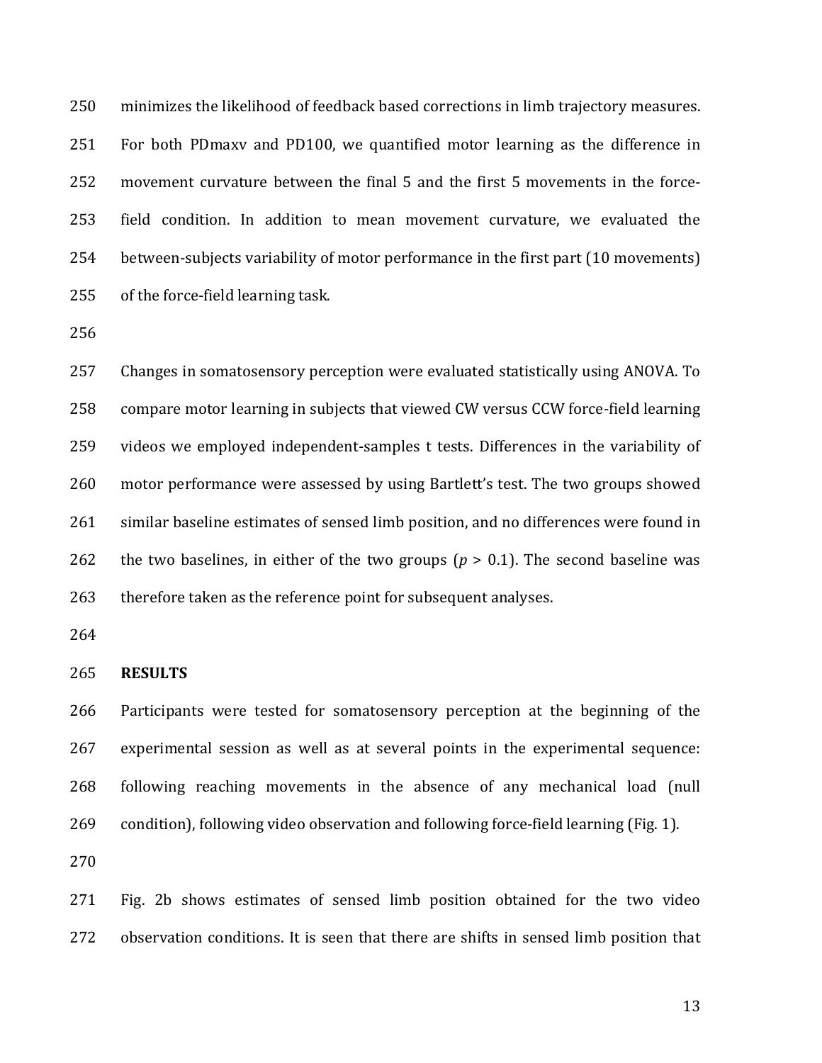minimizes the likelihood of feedback based corrections in limb trajectory measures. For both PDmaxv and PD100, we quantified motor learning as the difference in movement curvature between the final 5 and the first 5 movements in the force-field condition. In addition to mean movement curvature, we evaluated the between-subjects variability of motor performance in the first part (10 movements) of the force-field learning task.

Changes in somatosensory perception were evaluated statistically using ANOVA. To compare motor learning in subjects that viewed CW versus CCW force-field learning videos we employed independent-samples t tests. Differences in the variability of motor performance were assessed by using Bartlett's test. The two groups showed similar baseline estimates of sensed limb position, and no differences were found in the two baselines, in either of the two groups ($p > 0.1$). The second baseline was therefore taken as the reference point for subsequent analyses.

## RESULTS

Participants were tested for somatosensory perception at the beginning of the experimental session as well as at several points in the experimental sequence: following reaching movements in the absence of any mechanical load (null condition), following video observation and following force-field learning (Fig. 1).

Fig. 2b shows estimates of sensed limb position obtained for the two video observation conditions. It is seen that there are shifts in sensed limb position that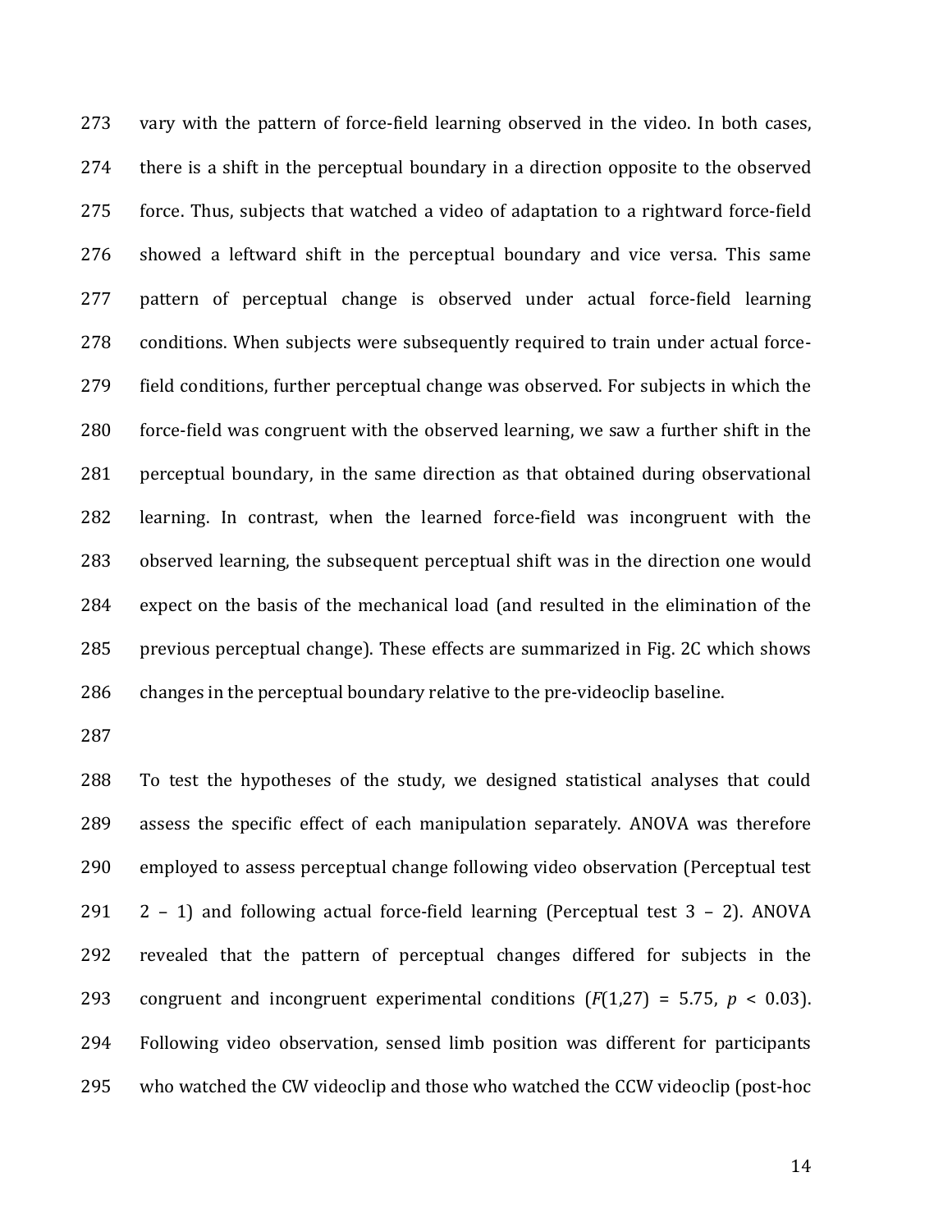vary with the pattern of force-field learning observed in the video. In both cases, there is a shift in the perceptual boundary in a direction opposite to the observed force. Thus, subjects that watched a video of adaptation to a rightward force-field showed a leftward shift in the perceptual boundary and vice versa. This same pattern of perceptual change is observed under actual force-field learning conditions. When subjects were subsequently required to train under actual force-field conditions, further perceptual change was observed. For subjects in which the force-field was congruent with the observed learning, we saw a further shift in the perceptual boundary, in the same direction as that obtained during observational learning. In contrast, when the learned force-field was incongruent with the observed learning, the subsequent perceptual shift was in the direction one would expect on the basis of the mechanical load (and resulted in the elimination of the previous perceptual change). These effects are summarized in Fig. 2C which shows changes in the perceptual boundary relative to the pre-videoclip baseline.

To test the hypotheses of the study, we designed statistical analyses that could assess the specific effect of each manipulation separately. ANOVA was therefore employed to assess perceptual change following video observation (Perceptual test 2 – 1) and following actual force-field learning (Perceptual test 3 – 2). ANOVA revealed that the pattern of perceptual changes differed for subjects in the congruent and incongruent experimental conditions ($F(1,27) = 5.75$, $p < 0.03$). Following video observation, sensed limb position was different for participants who watched the CW videoclip and those who watched the CCW videoclip (post-hoc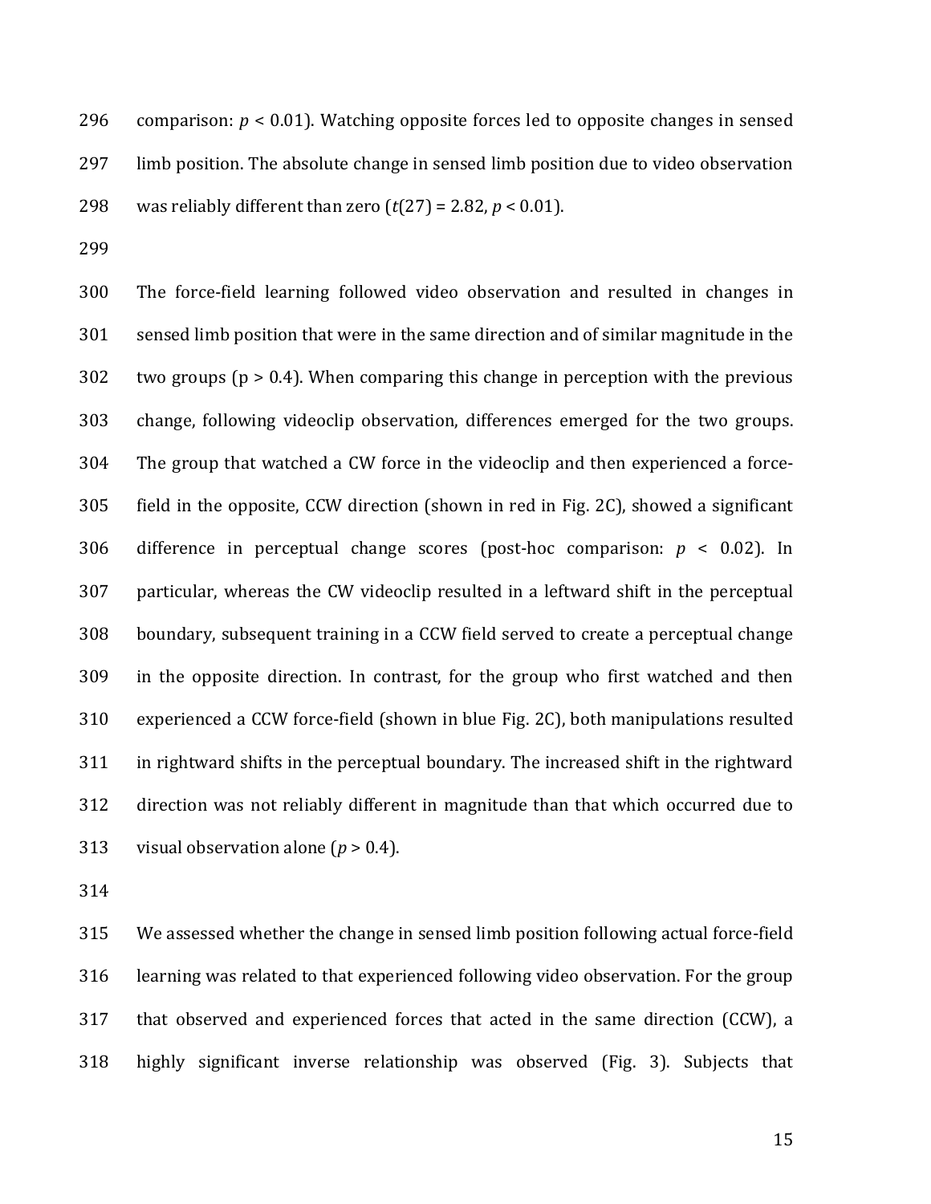comparison: $p < 0.01$). Watching opposite forces led to opposite changes in sensed limb position. The absolute change in sensed limb position due to video observation was reliably different than zero ($t(27) = 2.82$, $p < 0.01$).

The force-field learning followed video observation and resulted in changes in sensed limb position that were in the same direction and of similar magnitude in the two groups ($p > 0.4$). When comparing this change in perception with the previous change, following videoclip observation, differences emerged for the two groups. The group that watched a CW force in the videoclip and then experienced a force-field in the opposite, CCW direction (shown in red in Fig. 2C), showed a significant difference in perceptual change scores (post-hoc comparison: $p < 0.02$). In particular, whereas the CW videoclip resulted in a leftward shift in the perceptual boundary, subsequent training in a CCW field served to create a perceptual change in the opposite direction. In contrast, for the group who first watched and then experienced a CCW force-field (shown in blue Fig. 2C), both manipulations resulted in rightward shifts in the perceptual boundary. The increased shift in the rightward direction was not reliably different in magnitude than that which occurred due to visual observation alone ($p > 0.4$).

We assessed whether the change in sensed limb position following actual force-field learning was related to that experienced following video observation. For the group that observed and experienced forces that acted in the same direction (CCW), a highly significant inverse relationship was observed (Fig. 3). Subjects that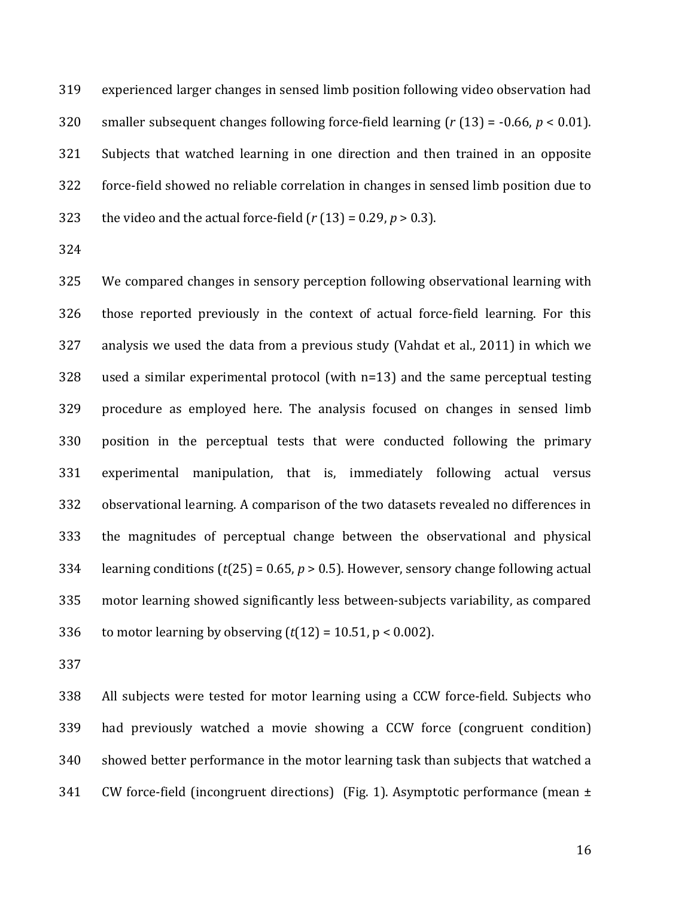experienced larger changes in sensed limb position following video observation had smaller subsequent changes following force-field learning ($r$ (13) = -0.66, $p < 0.01$). Subjects that watched learning in one direction and then trained in an opposite force-field showed no reliable correlation in changes in sensed limb position due to the video and the actual force-field ($r$ (13) = 0.29, $p > 0.3$).

We compared changes in sensory perception following observational learning with those reported previously in the context of actual force-field learning. For this analysis we used the data from a previous study (Vahdat et al., 2011) in which we used a similar experimental protocol (with n=13) and the same perceptual testing procedure as employed here. The analysis focused on changes in sensed limb position in the perceptual tests that were conducted following the primary experimental manipulation, that is, immediately following actual versus observational learning. A comparison of the two datasets revealed no differences in the magnitudes of perceptual change between the observational and physical learning conditions ($t(25) = 0.65$, $p > 0.5$). However, sensory change following actual motor learning showed significantly less between-subjects variability, as compared to motor learning by observing ($t(12) = 10.51$, $p < 0.002$).

All subjects were tested for motor learning using a CCW force-field. Subjects who had previously watched a movie showing a CCW force (congruent condition) showed better performance in the motor learning task than subjects that watched a CW force-field (incongruent directions) (Fig. 1). Asymptotic performance (mean ±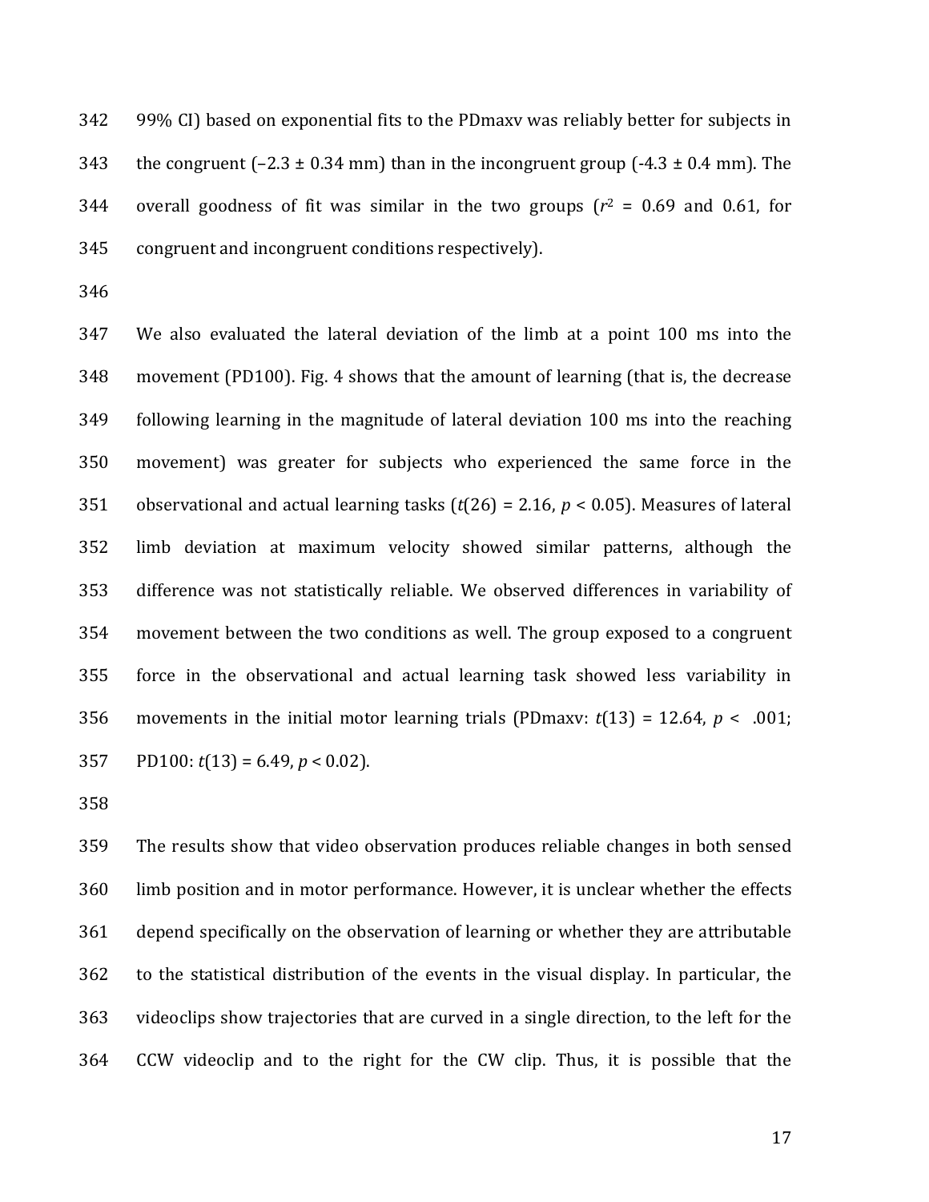99% CI) based on exponential fits to the PDmaxv was reliably better for subjects in the congruent (–2.3 ± 0.34 mm) than in the incongruent group (-4.3 ± 0.4 mm). The overall goodness of fit was similar in the two groups ($r^2$ = 0.69 and 0.61, for congruent and incongruent conditions respectively).

We also evaluated the lateral deviation of the limb at a point 100 ms into the movement (PD100). Fig. 4 shows that the amount of learning (that is, the decrease following learning in the magnitude of lateral deviation 100 ms into the reaching movement) was greater for subjects who experienced the same force in the observational and actual learning tasks ($t(26) = 2.16$, $p < 0.05$). Measures of lateral limb deviation at maximum velocity showed similar patterns, although the difference was not statistically reliable. We observed differences in variability of movement between the two conditions as well. The group exposed to a congruent force in the observational and actual learning task showed less variability in movements in the initial motor learning trials (PDmaxv: $t(13) = 12.64$, $p < .001$; PD100: $t(13) = 6.49$, $p < 0.02$).

The results show that video observation produces reliable changes in both sensed limb position and in motor performance. However, it is unclear whether the effects depend specifically on the observation of learning or whether they are attributable to the statistical distribution of the events in the visual display. In particular, the videoclips show trajectories that are curved in a single direction, to the left for the CCW videoclip and to the right for the CW clip. Thus, it is possible that the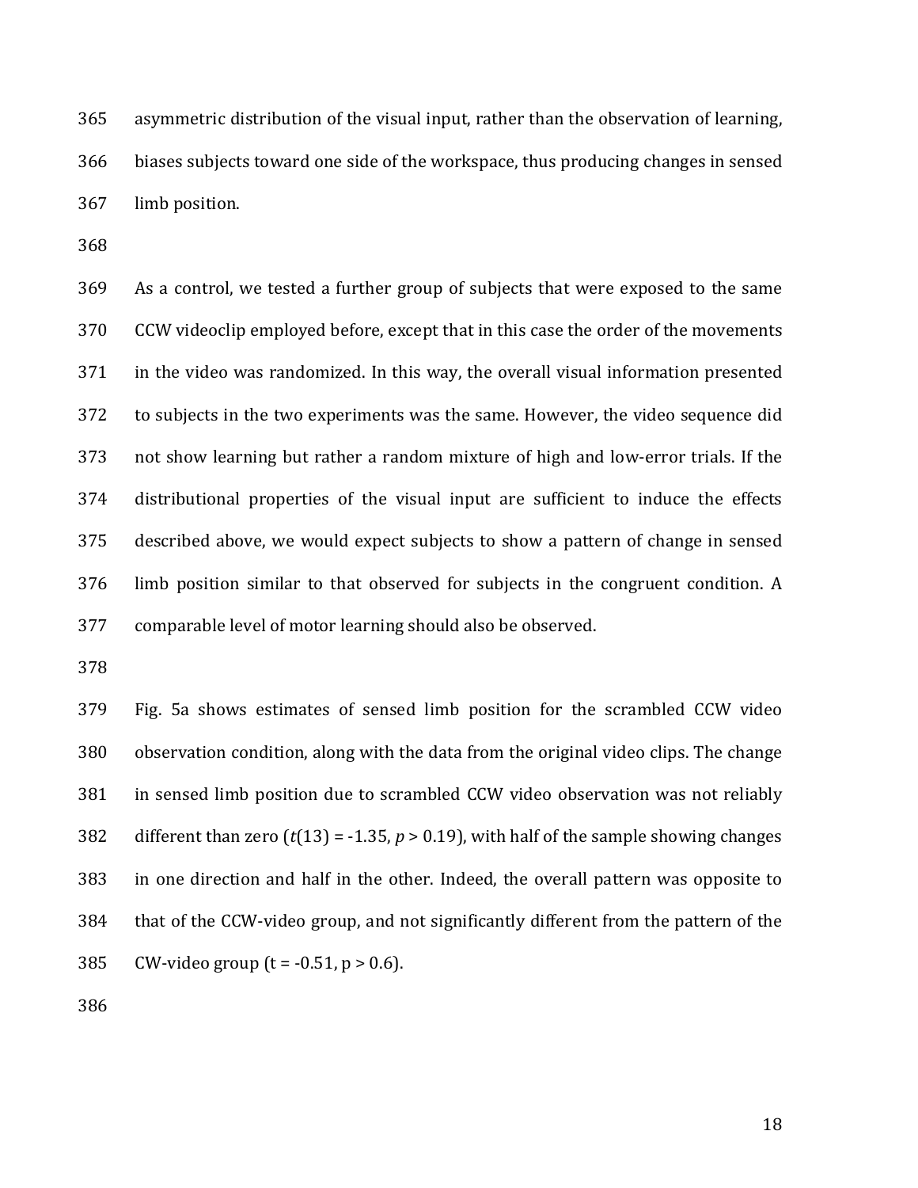asymmetric distribution of the visual input, rather than the observation of learning, biases subjects toward one side of the workspace, thus producing changes in sensed limb position.

As a control, we tested a further group of subjects that were exposed to the same CCW videoclip employed before, except that in this case the order of the movements in the video was randomized. In this way, the overall visual information presented to subjects in the two experiments was the same. However, the video sequence did not show learning but rather a random mixture of high and low-error trials. If the distributional properties of the visual input are sufficient to induce the effects described above, we would expect subjects to show a pattern of change in sensed limb position similar to that observed for subjects in the congruent condition. A comparable level of motor learning should also be observed.

Fig. 5a shows estimates of sensed limb position for the scrambled CCW video observation condition, along with the data from the original video clips. The change in sensed limb position due to scrambled CCW video observation was not reliably different than zero ($t(13) = -1.35$, $p > 0.19$), with half of the sample showing changes in one direction and half in the other. Indeed, the overall pattern was opposite to that of the CCW-video group, and not significantly different from the pattern of the CW-video group ($t = -0.51$, $p > 0.6$).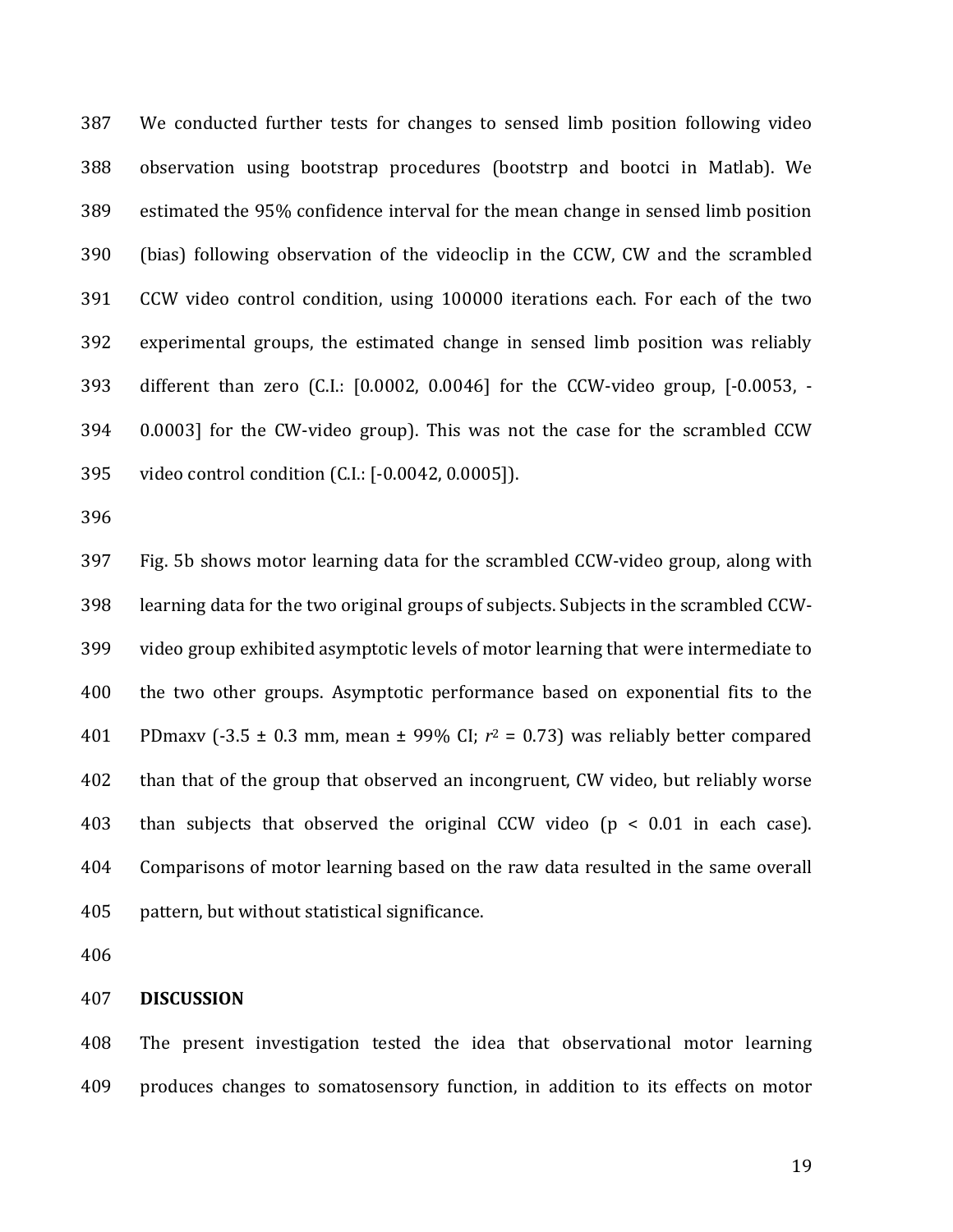We conducted further tests for changes to sensed limb position following video observation using bootstrap procedures (bootstrp and bootci in Matlab). We estimated the 95% confidence interval for the mean change in sensed limb position (bias) following observation of the videoclip in the CCW, CW and the scrambled CCW video control condition, using 100000 iterations each. For each of the two experimental groups, the estimated change in sensed limb position was reliably different than zero (C.I.: [0.0002, 0.0046] for the CCW-video group, [-0.0053, -0.0003] for the CW-video group). This was not the case for the scrambled CCW video control condition (C.I.: [-0.0042, 0.0005]).

Fig. 5b shows motor learning data for the scrambled CCW-video group, along with learning data for the two original groups of subjects. Subjects in the scrambled CCW-video group exhibited asymptotic levels of motor learning that were intermediate to the two other groups. Asymptotic performance based on exponential fits to the PDmaxv (-3.5 ± 0.3 mm, mean ± 99% CI; $r^2$ = 0.73) was reliably better compared than that of the group that observed an incongruent, CW video, but reliably worse than subjects that observed the original CCW video ($p < 0.01$ in each case). Comparisons of motor learning based on the raw data resulted in the same overall pattern, but without statistical significance.

## DISCUSSION

The present investigation tested the idea that observational motor learning produces changes to somatosensory function, in addition to its effects on motor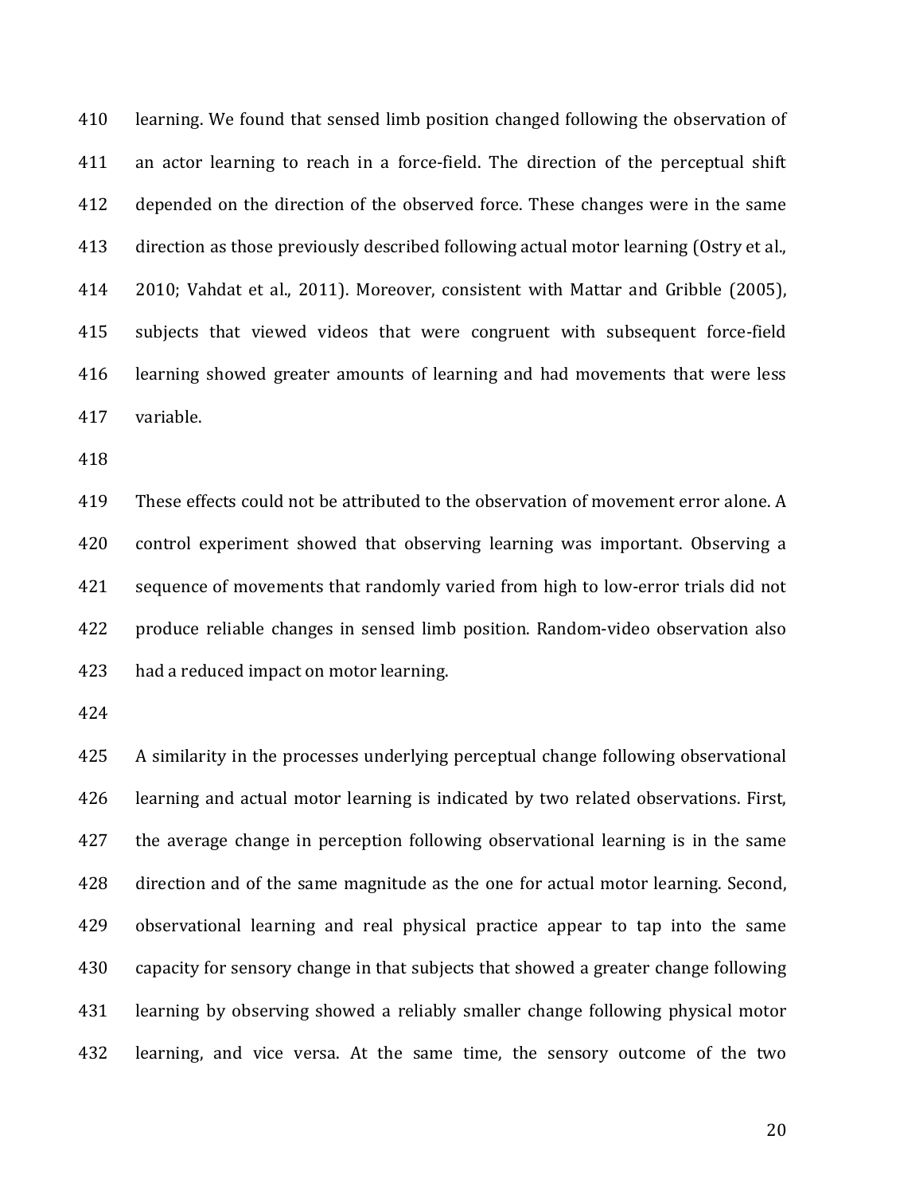learning. We found that sensed limb position changed following the observation of an actor learning to reach in a force-field. The direction of the perceptual shift depended on the direction of the observed force. These changes were in the same direction as those previously described following actual motor learning (Ostry et al., 2010; Vahdat et al., 2011). Moreover, consistent with Mattar and Gribble (2005), subjects that viewed videos that were congruent with subsequent force-field learning showed greater amounts of learning and had movements that were less variable.

These effects could not be attributed to the observation of movement error alone. A control experiment showed that observing learning was important. Observing a sequence of movements that randomly varied from high to low-error trials did not produce reliable changes in sensed limb position. Random-video observation also had a reduced impact on motor learning.

A similarity in the processes underlying perceptual change following observational learning and actual motor learning is indicated by two related observations. First, the average change in perception following observational learning is in the same direction and of the same magnitude as the one for actual motor learning. Second, observational learning and real physical practice appear to tap into the same capacity for sensory change in that subjects that showed a greater change following learning by observing showed a reliably smaller change following physical motor learning, and vice versa. At the same time, the sensory outcome of the two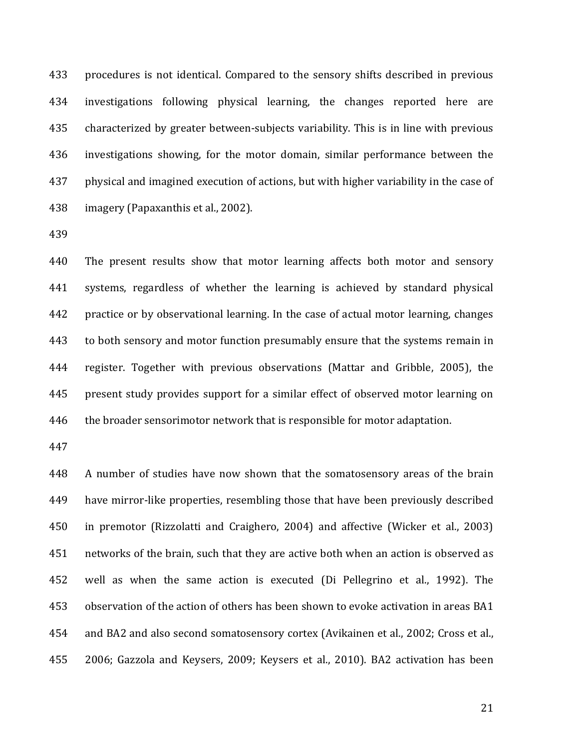procedures is not identical. Compared to the sensory shifts described in previous investigations following physical learning, the changes reported here are characterized by greater between-subjects variability. This is in line with previous investigations showing, for the motor domain, similar performance between the physical and imagined execution of actions, but with higher variability in the case of imagery (Papaxanthis et al., 2002).

The present results show that motor learning affects both motor and sensory systems, regardless of whether the learning is achieved by standard physical practice or by observational learning. In the case of actual motor learning, changes to both sensory and motor function presumably ensure that the systems remain in register. Together with previous observations (Mattar and Gribble, 2005), the present study provides support for a similar effect of observed motor learning on the broader sensorimotor network that is responsible for motor adaptation.

A number of studies have now shown that the somatosensory areas of the brain have mirror-like properties, resembling those that have been previously described in premotor (Rizzolatti and Craighero, 2004) and affective (Wicker et al., 2003) networks of the brain, such that they are active both when an action is observed as well as when the same action is executed (Di Pellegrino et al., 1992). The observation of the action of others has been shown to evoke activation in areas BA1 and BA2 and also second somatosensory cortex (Avikainen et al., 2002; Cross et al., 2006; Gazzola and Keysers, 2009; Keysers et al., 2010). BA2 activation has been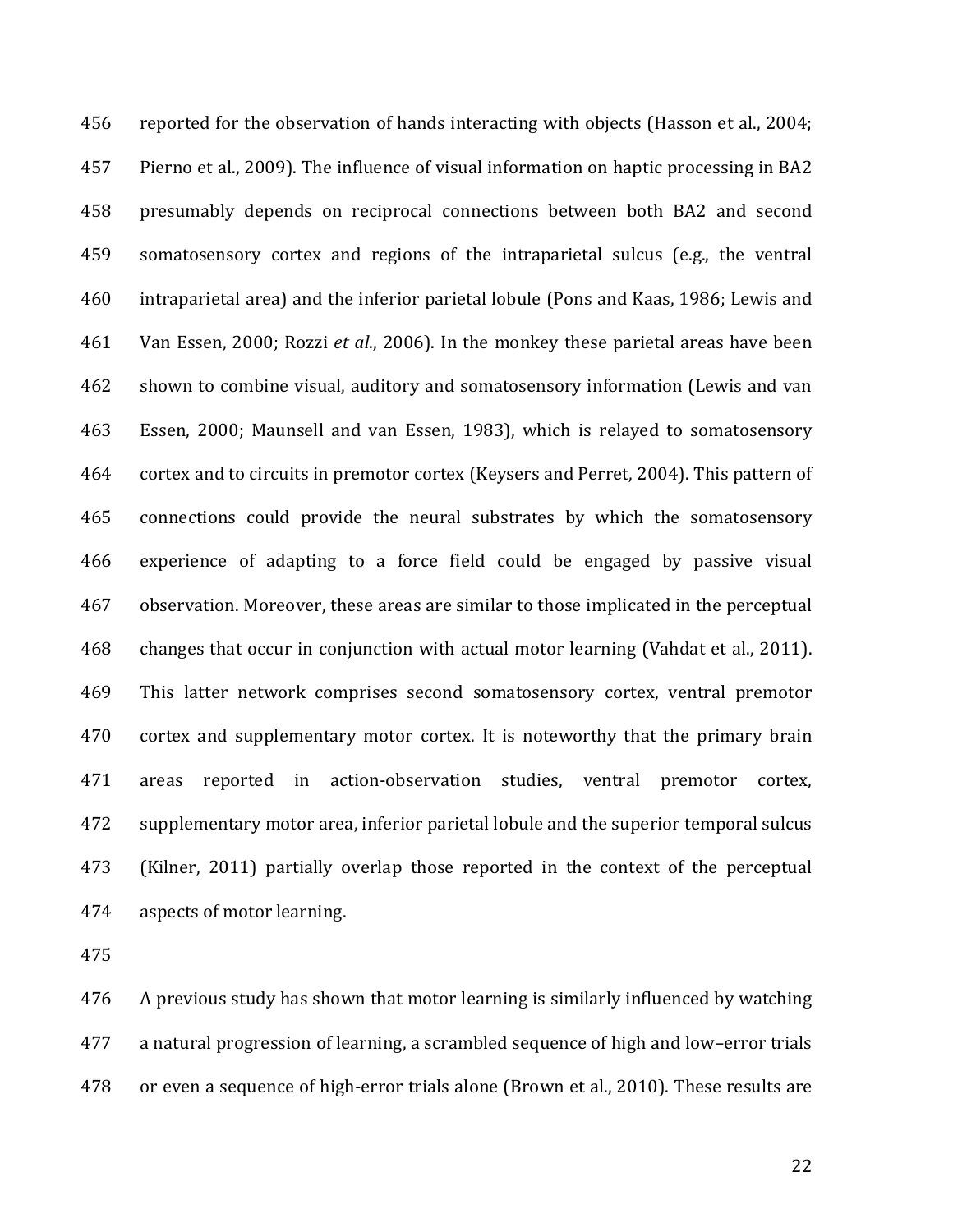reported for the observation of hands interacting with objects (Hasson et al., 2004; Pierno et al., 2009). The influence of visual information on haptic processing in BA2 presumably depends on reciprocal connections between both BA2 and second somatosensory cortex and regions of the intraparietal sulcus (e.g., the ventral intraparietal area) and the inferior parietal lobule (Pons and Kaas, 1986; Lewis and Van Essen, 2000; Rozzi *et al*., 2006). In the monkey these parietal areas have been shown to combine visual, auditory and somatosensory information (Lewis and van Essen, 2000; Maunsell and van Essen, 1983), which is relayed to somatosensory cortex and to circuits in premotor cortex (Keysers and Perret, 2004). This pattern of connections could provide the neural substrates by which the somatosensory experience of adapting to a force field could be engaged by passive visual observation. Moreover, these areas are similar to those implicated in the perceptual changes that occur in conjunction with actual motor learning (Vahdat et al., 2011). This latter network comprises second somatosensory cortex, ventral premotor cortex and supplementary motor cortex. It is noteworthy that the primary brain areas reported in action-observation studies, ventral premotor cortex, supplementary motor area, inferior parietal lobule and the superior temporal sulcus (Kilner, 2011) partially overlap those reported in the context of the perceptual aspects of motor learning.

A previous study has shown that motor learning is similarly influenced by watching a natural progression of learning, a scrambled sequence of high and low–error trials or even a sequence of high-error trials alone (Brown et al., 2010). These results are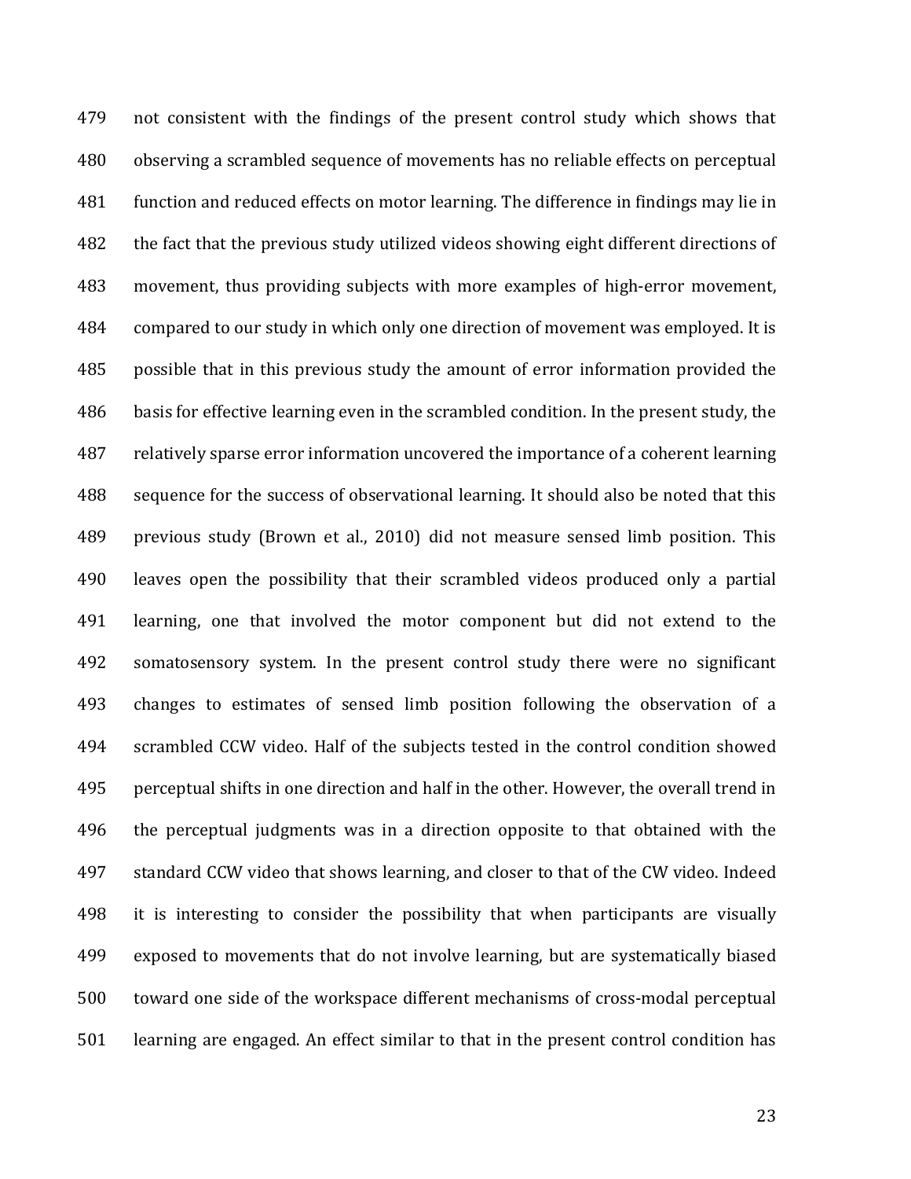not consistent with the findings of the present control study which shows that observing a scrambled sequence of movements has no reliable effects on perceptual function and reduced effects on motor learning. The difference in findings may lie in the fact that the previous study utilized videos showing eight different directions of movement, thus providing subjects with more examples of high-error movement, compared to our study in which only one direction of movement was employed. It is possible that in this previous study the amount of error information provided the basis for effective learning even in the scrambled condition. In the present study, the relatively sparse error information uncovered the importance of a coherent learning sequence for the success of observational learning. It should also be noted that this previous study (Brown et al., 2010) did not measure sensed limb position. This leaves open the possibility that their scrambled videos produced only a partial learning, one that involved the motor component but did not extend to the somatosensory system. In the present control study there were no significant changes to estimates of sensed limb position following the observation of a scrambled CCW video. Half of the subjects tested in the control condition showed perceptual shifts in one direction and half in the other. However, the overall trend in the perceptual judgments was in a direction opposite to that obtained with the standard CCW video that shows learning, and closer to that of the CW video. Indeed it is interesting to consider the possibility that when participants are visually exposed to movements that do not involve learning, but are systematically biased toward one side of the workspace different mechanisms of cross-modal perceptual learning are engaged. An effect similar to that in the present control condition has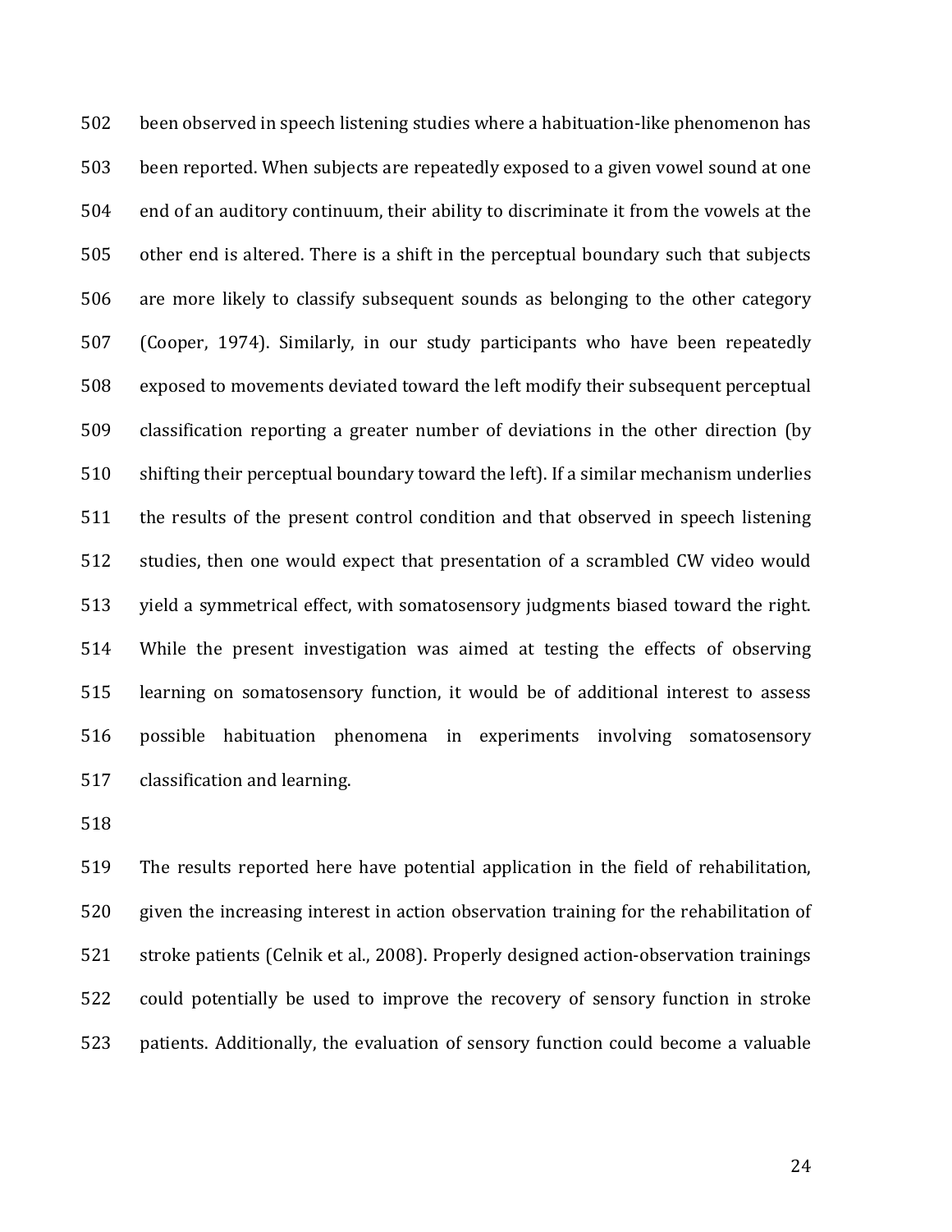been observed in speech listening studies where a habituation-like phenomenon has been reported. When subjects are repeatedly exposed to a given vowel sound at one end of an auditory continuum, their ability to discriminate it from the vowels at the other end is altered. There is a shift in the perceptual boundary such that subjects are more likely to classify subsequent sounds as belonging to the other category (Cooper, 1974). Similarly, in our study participants who have been repeatedly exposed to movements deviated toward the left modify their subsequent perceptual classification reporting a greater number of deviations in the other direction (by shifting their perceptual boundary toward the left). If a similar mechanism underlies the results of the present control condition and that observed in speech listening studies, then one would expect that presentation of a scrambled CW video would yield a symmetrical effect, with somatosensory judgments biased toward the right. While the present investigation was aimed at testing the effects of observing learning on somatosensory function, it would be of additional interest to assess possible habituation phenomena in experiments involving somatosensory classification and learning.

The results reported here have potential application in the field of rehabilitation, given the increasing interest in action observation training for the rehabilitation of stroke patients (Celnik et al., 2008). Properly designed action-observation trainings could potentially be used to improve the recovery of sensory function in stroke patients. Additionally, the evaluation of sensory function could become a valuable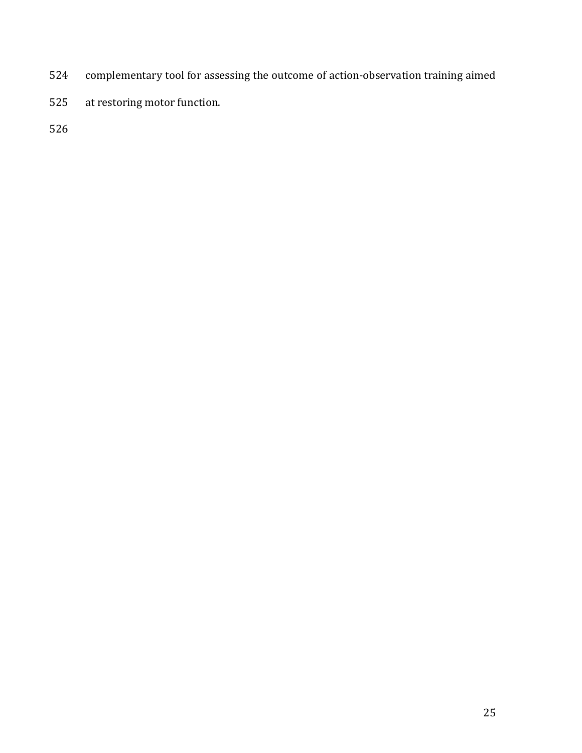complementary tool for assessing the outcome of action-observation training aimed at restoring motor function.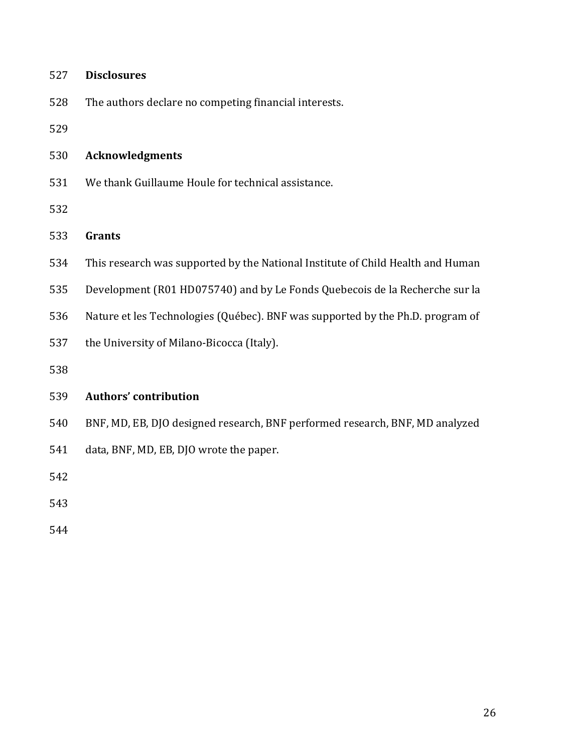## Disclosures

The authors declare no competing financial interests.

## Acknowledgments

We thank Guillaume Houle for technical assistance.

## Grants

This research was supported by the National Institute of Child Health and Human Development (R01 HD075740) and by Le Fonds Quebecois de la Recherche sur la Nature et les Technologies (Québec). BNF was supported by the Ph.D. program of the University of Milano-Bicocca (Italy).

## Authors' contribution

BNF, MD, EB, DJO designed research, BNF performed research, BNF, MD analyzed data, BNF, MD, EB, DJO wrote the paper.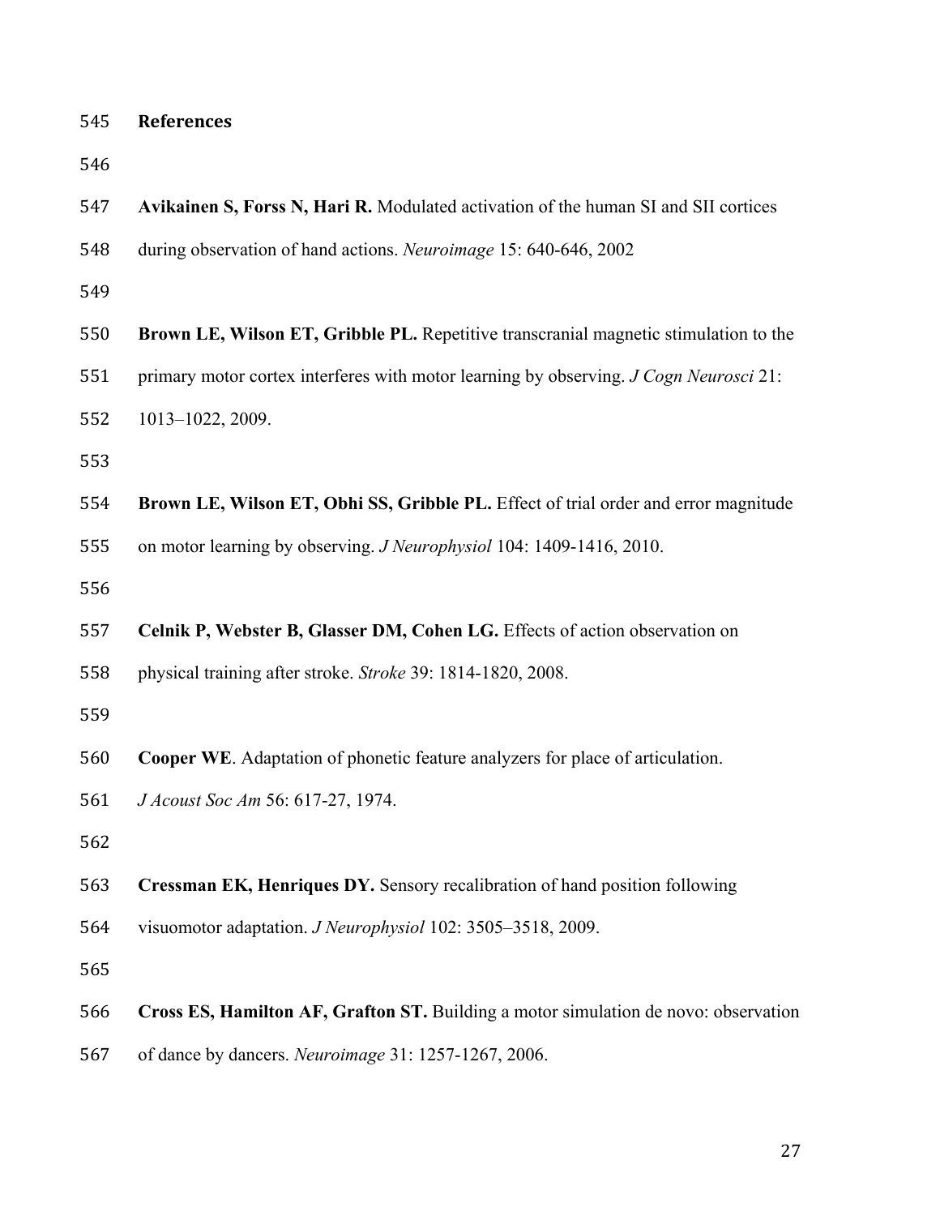# References

**Avikainen S, Forss N, Hari R.** Modulated activation of the human SI and SII cortices during observation of hand actions. *Neuroimage* 15: 640-646, 2002

**Brown LE, Wilson ET, Gribble PL.** Repetitive transcranial magnetic stimulation to the primary motor cortex interferes with motor learning by observing. *J Cogn Neurosci* 21: 1013–1022, 2009.

**Brown LE, Wilson ET, Obhi SS, Gribble PL.** Effect of trial order and error magnitude on motor learning by observing. *J Neurophysiol* 104: 1409-1416, 2010.

**Celnik P, Webster B, Glasser DM, Cohen LG.** Effects of action observation on physical training after stroke. *Stroke* 39: 1814-1820, 2008.

**Cooper WE**. Adaptation of phonetic feature analyzers for place of articulation. *J Acoust Soc Am* 56: 617-27, 1974.

**Cressman EK, Henriques DY.** Sensory recalibration of hand position following visuomotor adaptation. *J Neurophysiol* 102: 3505–3518, 2009.

**Cross ES, Hamilton AF, Grafton ST.** Building a motor simulation de novo: observation of dance by dancers. *Neuroimage* 31: 1257-1267, 2006.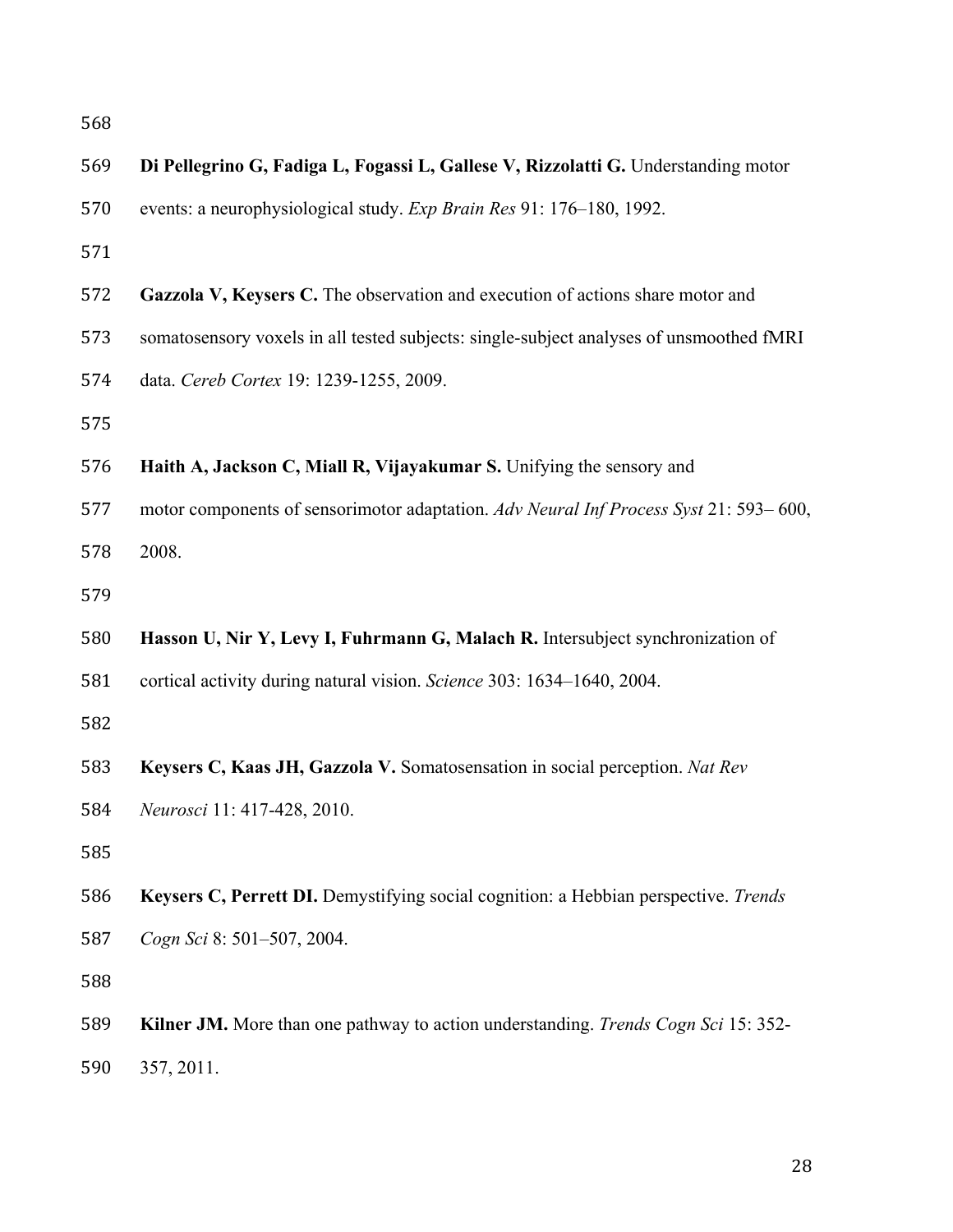**Di Pellegrino G, Fadiga L, Fogassi L, Gallese V, Rizzolatti G.** Understanding motor events: a neurophysiological study. *Exp Brain Res* 91: 176–180, 1992.

**Gazzola V, Keysers C.** The observation and execution of actions share motor and somatosensory voxels in all tested subjects: single-subject analyses of unsmoothed fMRI data. *Cereb Cortex* 19: 1239-1255, 2009.

**Haith A, Jackson C, Miall R, Vijayakumar S.** Unifying the sensory and motor components of sensorimotor adaptation. *Adv Neural Inf Process Syst* 21: 593– 600, 2008.

**Hasson U, Nir Y, Levy I, Fuhrmann G, Malach R.** Intersubject synchronization of cortical activity during natural vision. *Science* 303: 1634–1640, 2004.

**Keysers C, Kaas JH, Gazzola V.** Somatosensation in social perception. *Nat Rev Neurosci* 11: 417-428, 2010.

**Keysers C, Perrett DI.** Demystifying social cognition: a Hebbian perspective. *Trends Cogn Sci* 8: 501–507, 2004.

**Kilner JM.** More than one pathway to action understanding. *Trends Cogn Sci* 15: 352-357, 2011.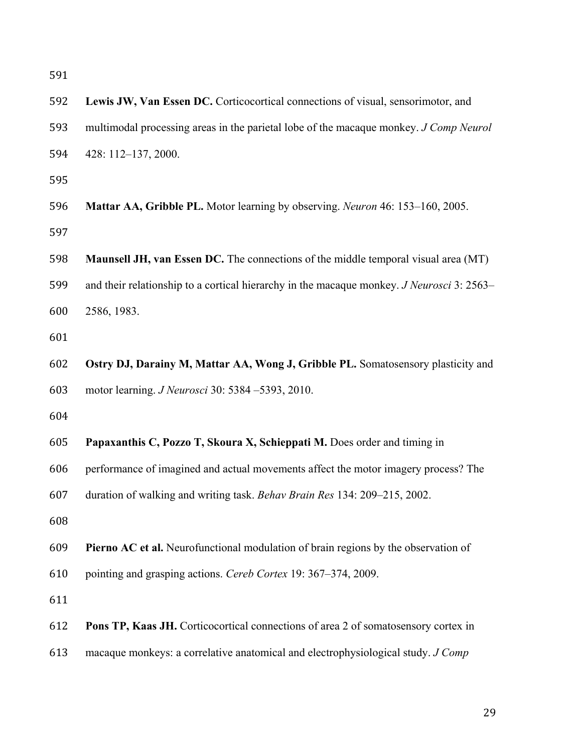**Lewis JW, Van Essen DC.** Corticocortical connections of visual, sensorimotor, and multimodal processing areas in the parietal lobe of the macaque monkey. *J Comp Neurol* 428: 112–137, 2000.

**Mattar AA, Gribble PL.** Motor learning by observing. *Neuron* 46: 153–160, 2005.

**Maunsell JH, van Essen DC.** The connections of the middle temporal visual area (MT) and their relationship to a cortical hierarchy in the macaque monkey. *J Neurosci* 3: 2563–2586, 1983.

**Ostry DJ, Darainy M, Mattar AA, Wong J, Gribble PL.** Somatosensory plasticity and motor learning. *J Neurosci* 30: 5384 –5393, 2010.

**Papaxanthis C, Pozzo T, Skoura X, Schieppati M.** Does order and timing in performance of imagined and actual movements affect the motor imagery process? The duration of walking and writing task. *Behav Brain Res* 134: 209–215, 2002.

**Pierno AC et al.** Neurofunctional modulation of brain regions by the observation of pointing and grasping actions. *Cereb Cortex* 19: 367–374, 2009.

**Pons TP, Kaas JH.** Corticocortical connections of area 2 of somatosensory cortex in macaque monkeys: a correlative anatomical and electrophysiological study. *J Comp*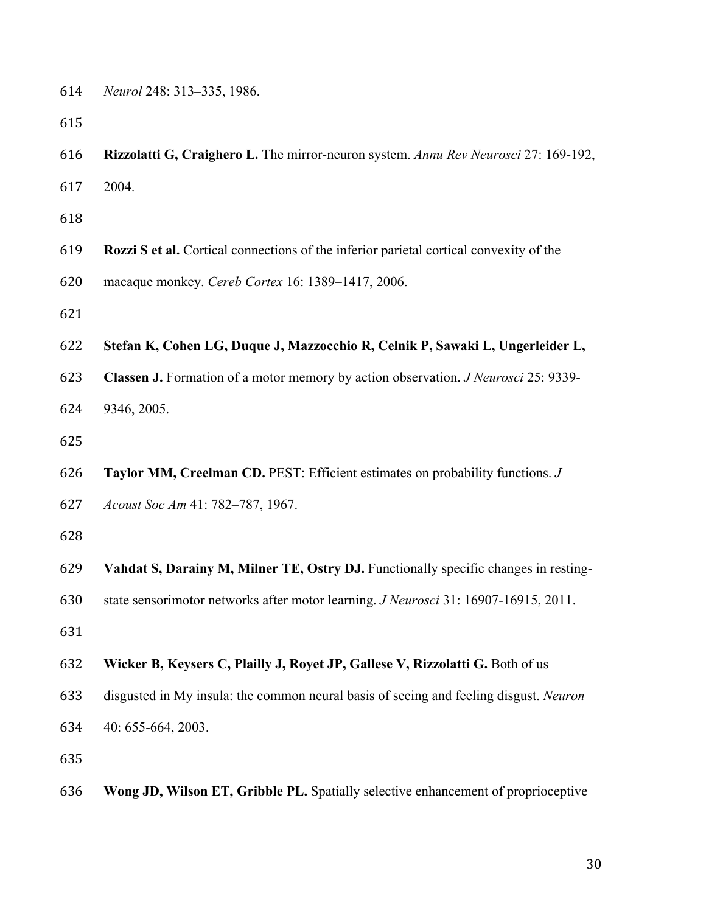*Neurol* 248: 313–335, 1986.

**Rizzolatti G, Craighero L.** The mirror-neuron system. *Annu Rev Neurosci* 27: 169-192, 2004.

**Rozzi S et al.** Cortical connections of the inferior parietal cortical convexity of the macaque monkey. *Cereb Cortex* 16: 1389–1417, 2006.

**Stefan K, Cohen LG, Duque J, Mazzocchio R, Celnik P, Sawaki L, Ungerleider L, Classen J.** Formation of a motor memory by action observation. *J Neurosci* 25: 9339-9346, 2005.

**Taylor MM, Creelman CD.** PEST: Efficient estimates on probability functions. *J Acoust Soc Am* 41: 782–787, 1967.

**Vahdat S, Darainy M, Milner TE, Ostry DJ.** Functionally specific changes in resting-state sensorimotor networks after motor learning. *J Neurosci* 31: 16907-16915, 2011.

**Wicker B, Keysers C, Plailly J, Royet JP, Gallese V, Rizzolatti G.** Both of us disgusted in My insula: the common neural basis of seeing and feeling disgust. *Neuron* 40: 655-664, 2003.

**Wong JD, Wilson ET, Gribble PL.** Spatially selective enhancement of proprioceptive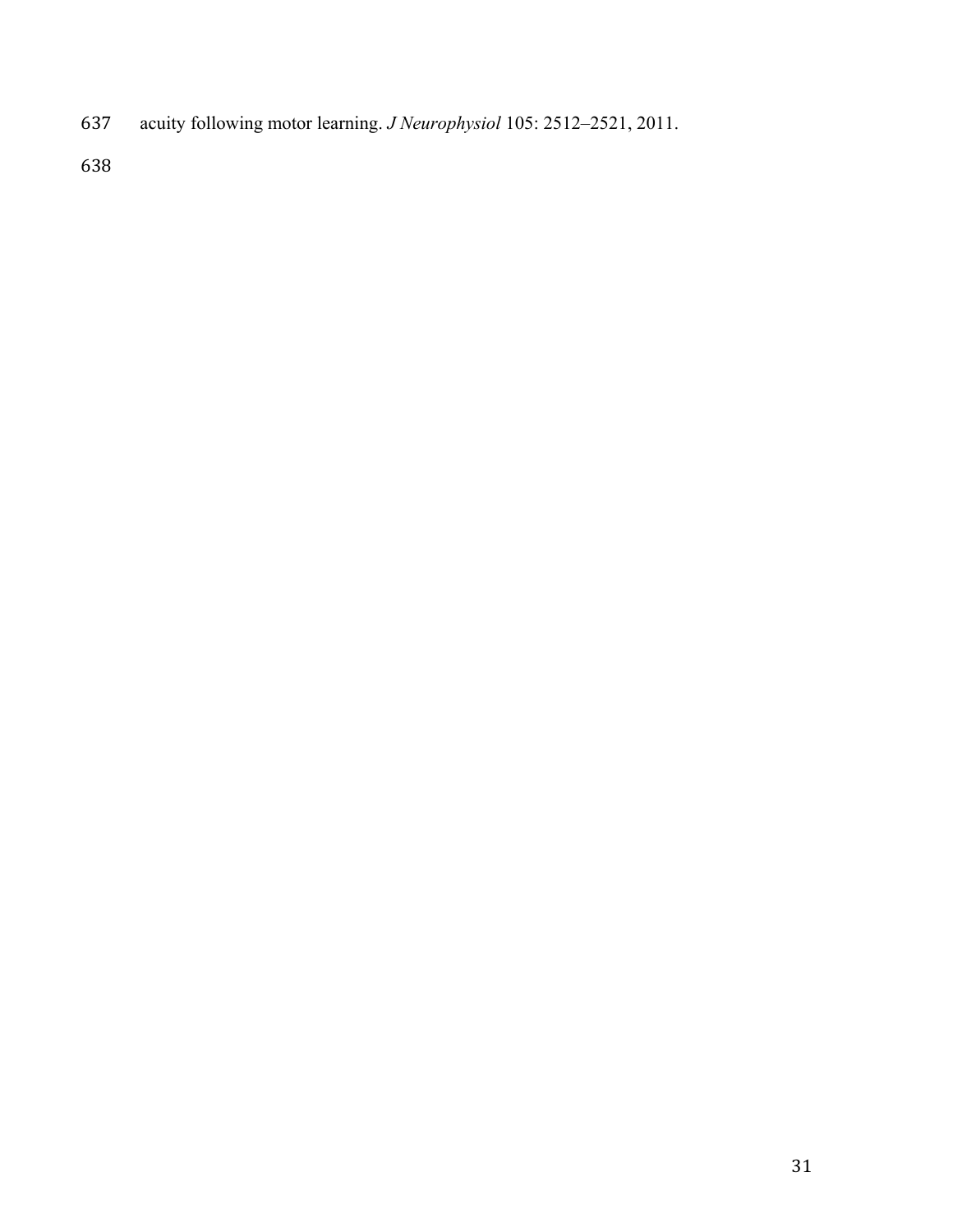acuity following motor learning. *J Neurophysiol* 105: 2512–2521, 2011.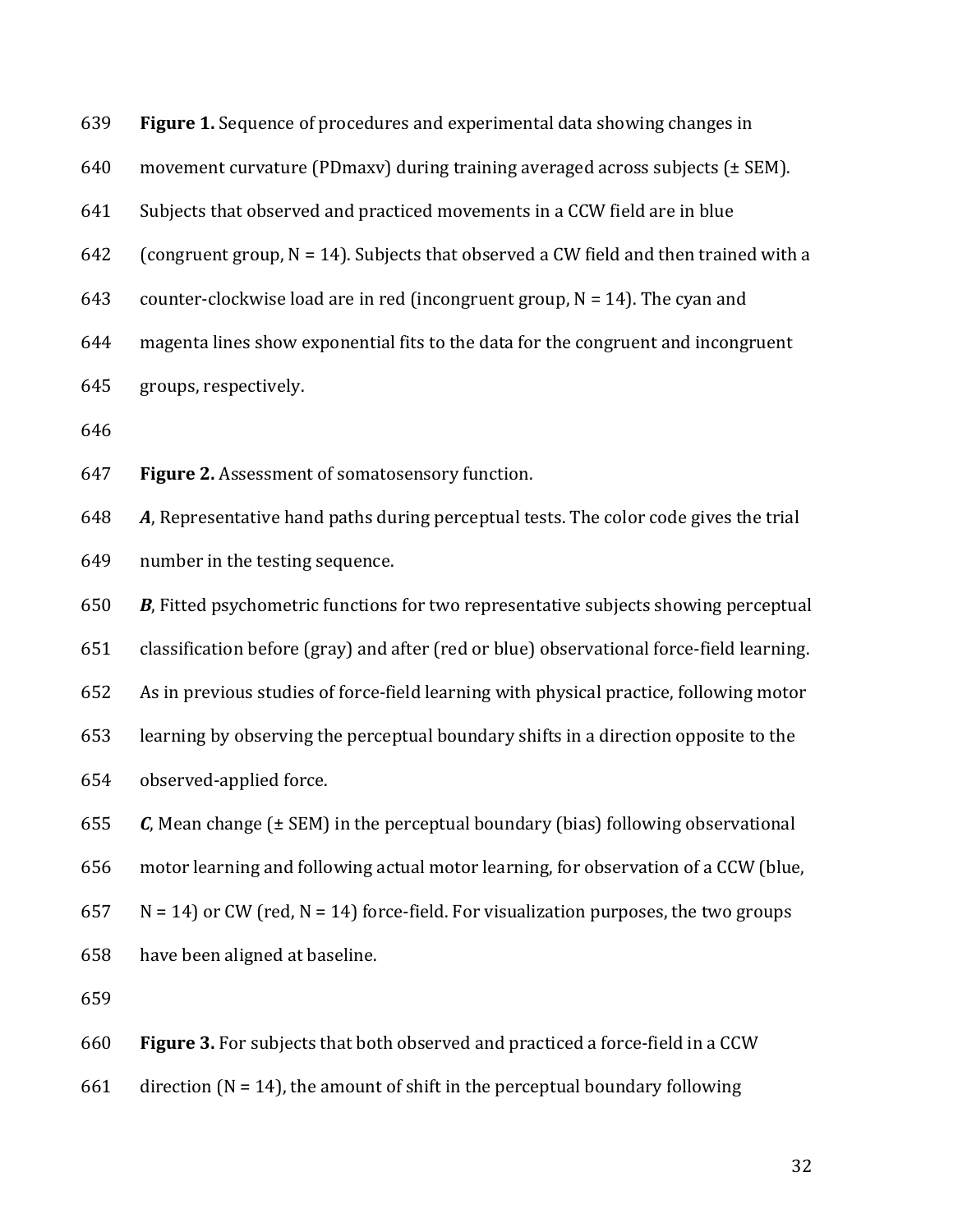**Figure 1.** Sequence of procedures and experimental data showing changes in movement curvature (PDmaxv) during training averaged across subjects (± SEM). Subjects that observed and practiced movements in a CCW field are in blue (congruent group, N = 14). Subjects that observed a CW field and then trained with a counter-clockwise load are in red (incongruent group, N = 14). The cyan and magenta lines show exponential fits to the data for the congruent and incongruent groups, respectively.

**Figure 2.** Assessment of somatosensory function.

***A***, Representative hand paths during perceptual tests. The color code gives the trial number in the testing sequence.

***B***, Fitted psychometric functions for two representative subjects showing perceptual classification before (gray) and after (red or blue) observational force-field learning. As in previous studies of force-field learning with physical practice, following motor learning by observing the perceptual boundary shifts in a direction opposite to the observed-applied force.

***C***, Mean change (± SEM) in the perceptual boundary (bias) following observational motor learning and following actual motor learning, for observation of a CCW (blue, N = 14) or CW (red, N = 14) force-field. For visualization purposes, the two groups have been aligned at baseline.

**Figure 3.** For subjects that both observed and practiced a force-field in a CCW direction (N = 14), the amount of shift in the perceptual boundary following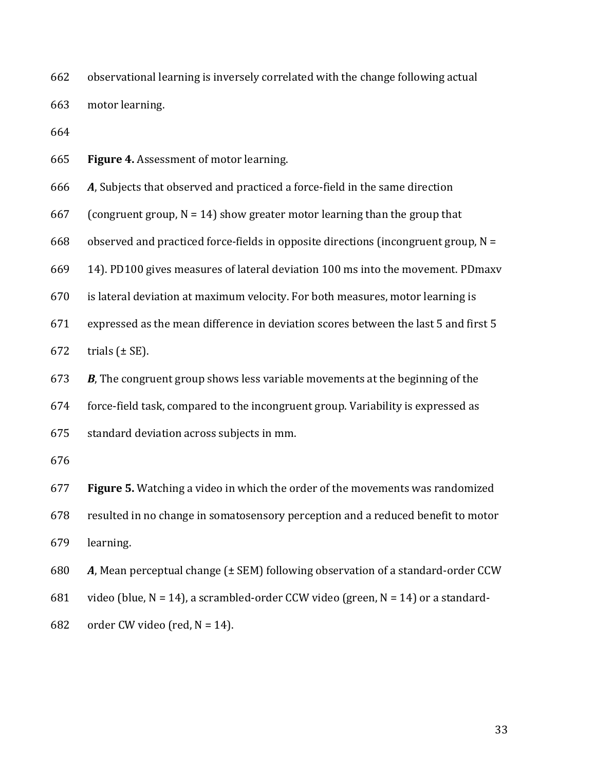observational learning is inversely correlated with the change following actual motor learning.

**Figure 4.** Assessment of motor learning.

***A***, Subjects that observed and practiced a force-field in the same direction (congruent group, N = 14) show greater motor learning than the group that observed and practiced force-fields in opposite directions (incongruent group, N = 14). PD100 gives measures of lateral deviation 100 ms into the movement. PDmaxv is lateral deviation at maximum velocity. For both measures, motor learning is expressed as the mean difference in deviation scores between the last 5 and first 5 trials (± SE).

***B***, The congruent group shows less variable movements at the beginning of the force-field task, compared to the incongruent group. Variability is expressed as standard deviation across subjects in mm.

**Figure 5.** Watching a video in which the order of the movements was randomized resulted in no change in somatosensory perception and a reduced benefit to motor learning.

***A***, Mean perceptual change (± SEM) following observation of a standard-order CCW video (blue, N = 14), a scrambled-order CCW video (green, N = 14) or a standard-order CW video (red, N = 14).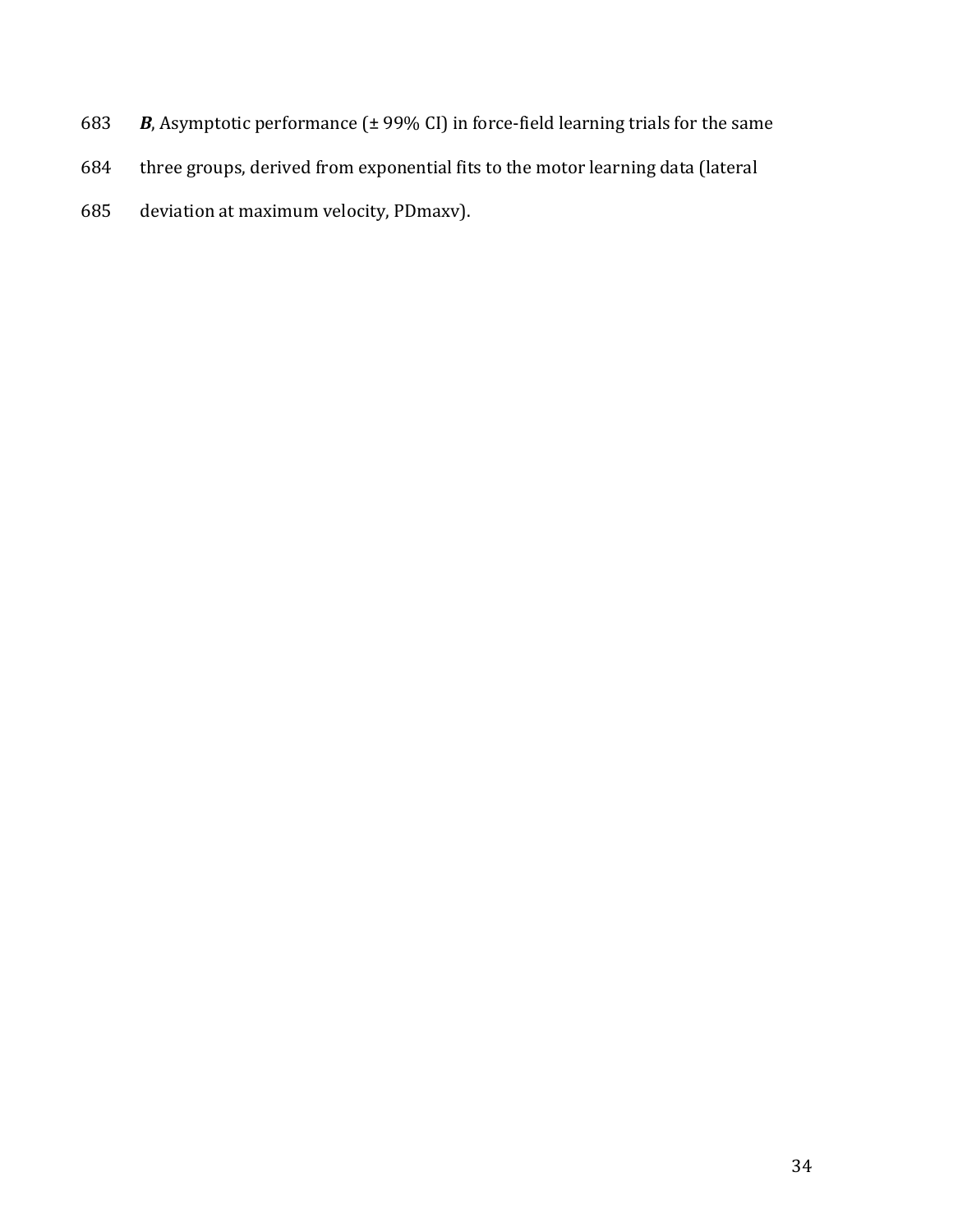***B***, Asymptotic performance (± 99% CI) in force-field learning trials for the same three groups, derived from exponential fits to the motor learning data (lateral deviation at maximum velocity, PDmaxv).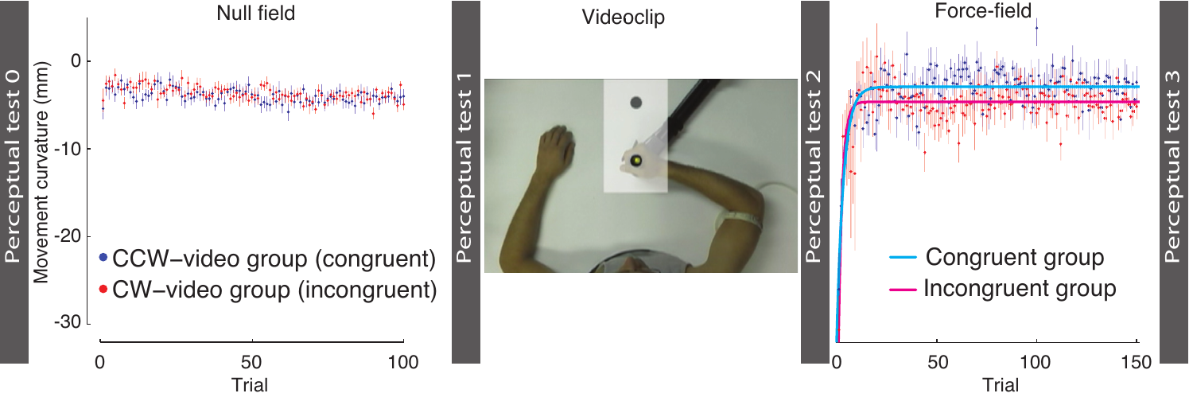Perceptual test 0

Null field

Movement curvature (mm)

- CCW–video group (congruent)
- CW–video group (incongruent)

Trial

Perceptual test 1

Videoclip

Perceptual test 2

Force-field

- Congruent group
- Incongruent group

Trial

Perceptual test 3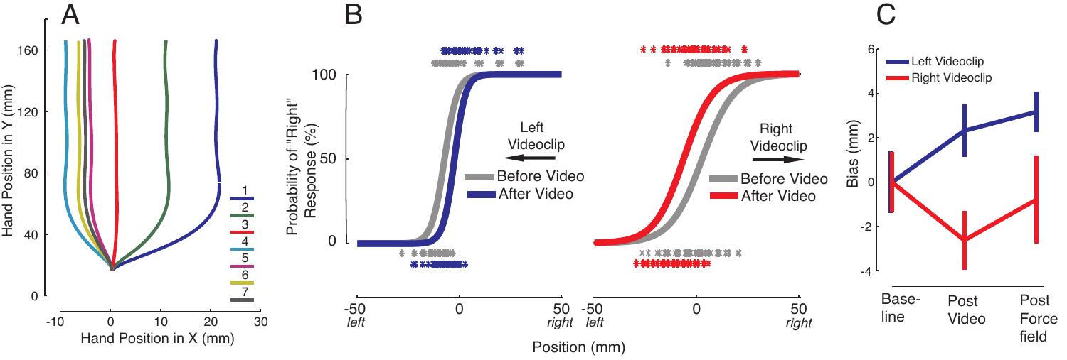A

B

C

Hand Position in Y (mm)

Hand Position in X (mm)

1
2
3
4
5
6
7

Probability of "Right" Response (%)

Left Videoclip

Before Video

After Video

Right Videoclip

Before Video

After Video

Position (mm)

-50 *left*

50 *right*

Bias (mm)

Left Videoclip

Right Videoclip

Base-line

Post Video

Post Force field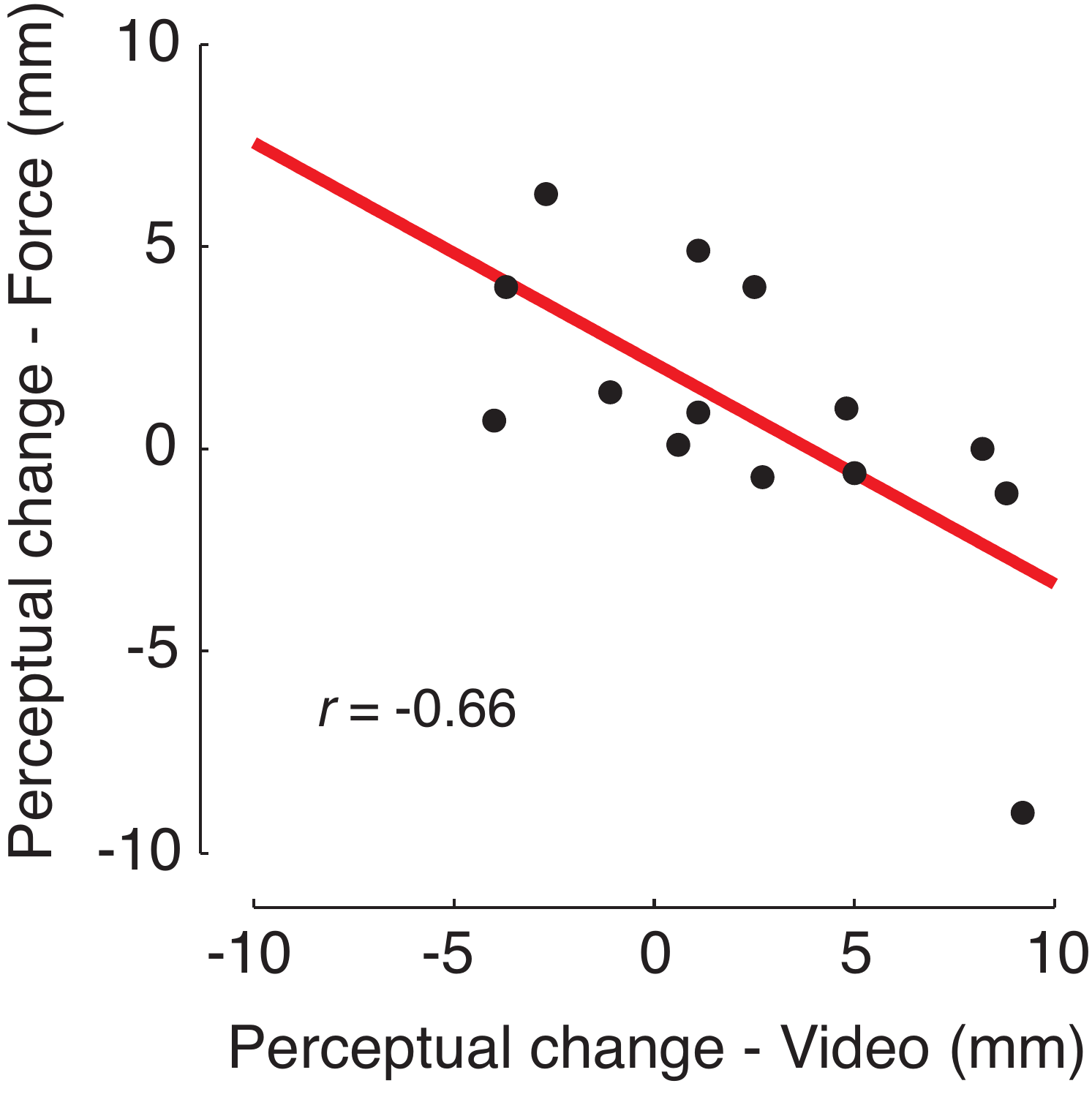Perceptual change - Force (mm)

$r$ = -0.66

Perceptual change - Video (mm)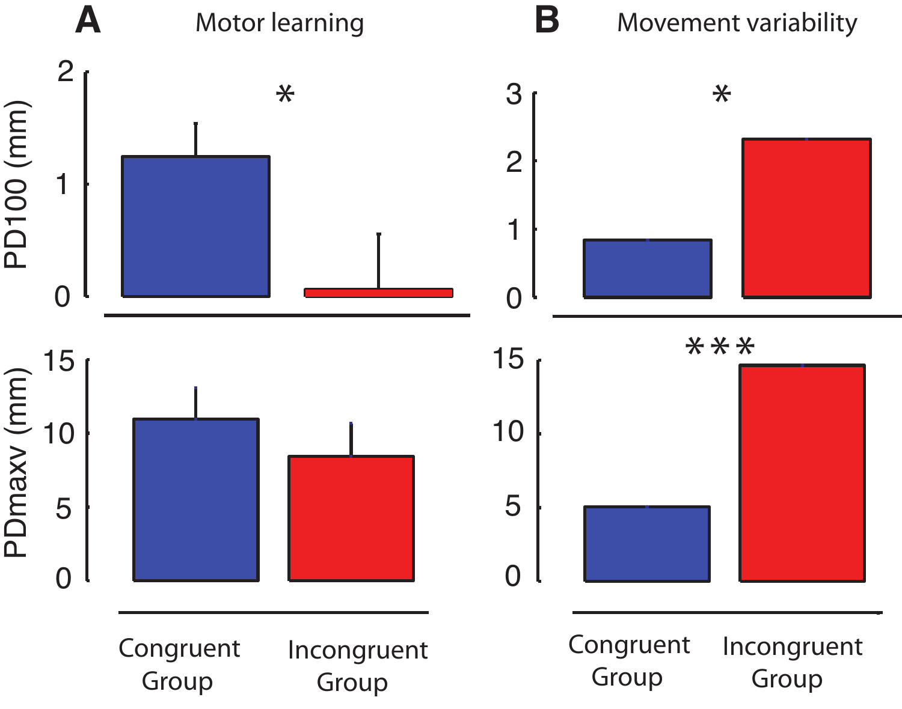**A** Motor learning

PD100 (mm)

*

PDmaxv (mm)

**B** Movement variability

*

***

Congruent Group    Incongruent Group

Congruent Group    Incongruent Group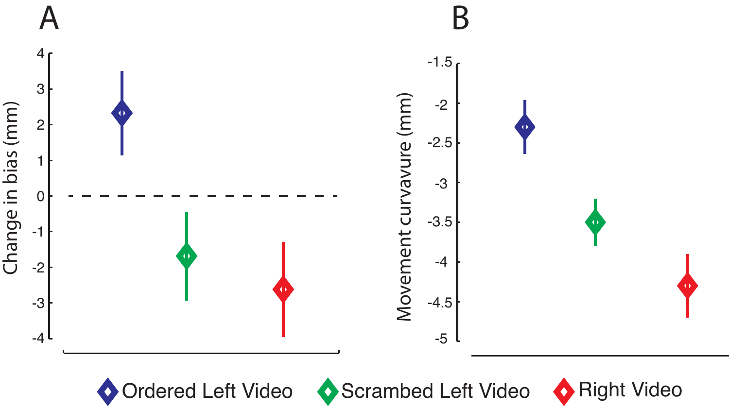A

B

4

3

2

1

0

-1

-2

-3

-4

Change in bias (mm)

-1.5

-2

-2.5

-3

-3.5

-4

-4.5

-5

Movement curvavure (mm)

Ordered Left Video

Scrambled Left Video

Right Video